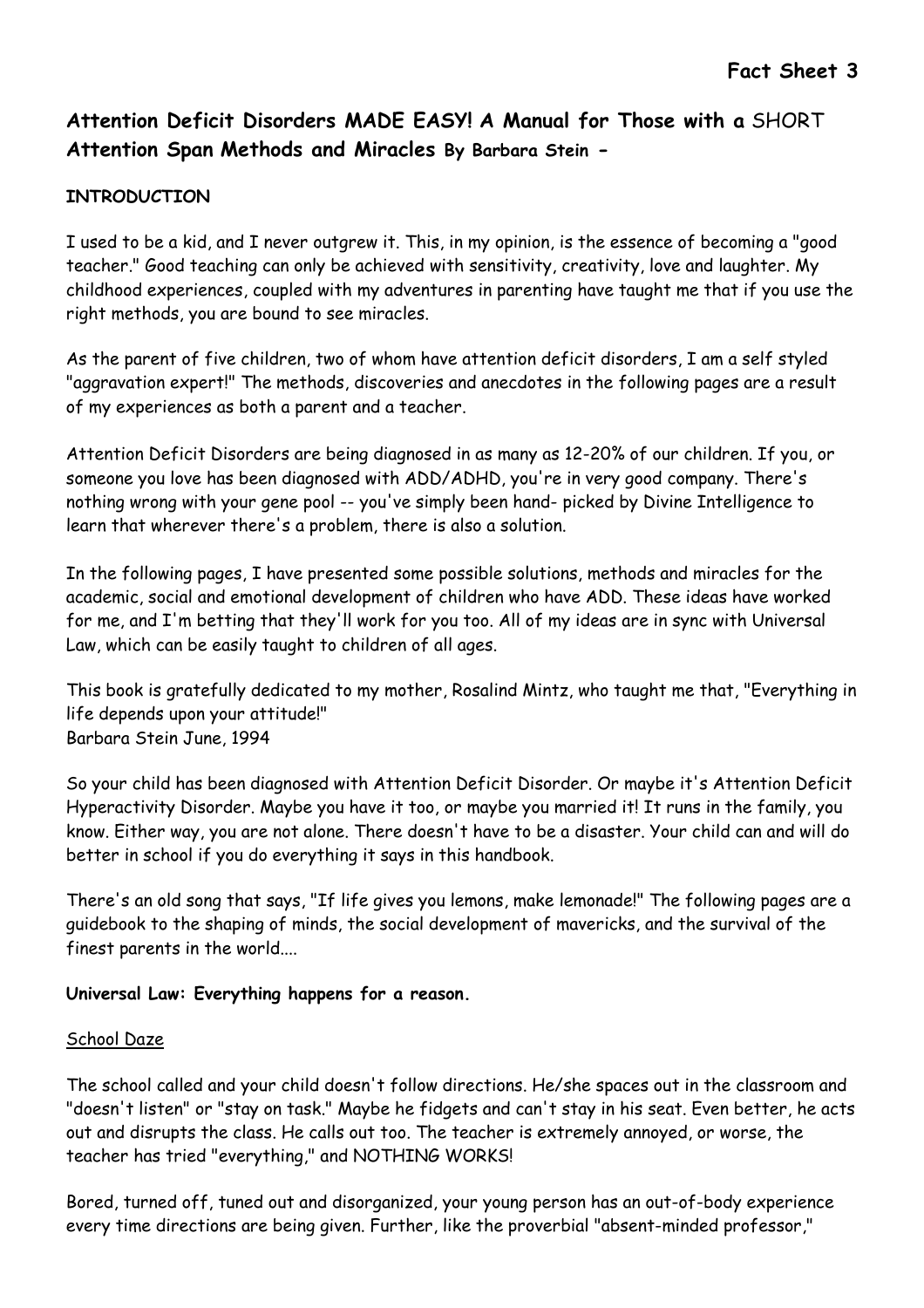**Fact Sheet 3**

## Attention Deficit Disorders MADE EASY! A Manual for Those with a SHORT Attention Span Methods and Miracles By Barbara Stein -

### INTRODUCTION

I used to be a kid, and I never outgrew it. This, in my opinion, is the essence of becoming a "good teacher." Good teaching can only be achieved with sensitivity, creativity, love and laughter. My childhood experiences, coupled with my adventures in parenting have taught me that if you use the right methods, you are bound to see miracles.

As the parent of five children, two of whom have attention deficit disorders, I am a self styled "aggravation expert!" The methods, discoveries and anecdotes in the following pages are a result of my experiences as both a parent and a teacher.

Attention Deficit Disorders are being diagnosed in as many as 12-20% of our children. If you, or someone you love has been diagnosed with ADD/ADHD, you're in very good company. There's nothing wrong with your gene pool -- you've simply been hand- picked by Divine Intelligence to learn that wherever there's a problem, there is also a solution.

In the following pages, I have presented some possible solutions, methods and miracles for the academic, social and emotional development of children who have ADD. These ideas have worked for me, and I'm betting that they'll work for you too. All of my ideas are in sync with Universal Law, which can be easily taught to children of all ages.

This book is gratefully dedicated to my mother, Rosalind Mintz, who taught me that, "Everything in life depends upon your attitude!"
Barbara Stein June, 1994

So your child has been diagnosed with Attention Deficit Disorder. Or maybe it's Attention Deficit Hyperactivity Disorder. Maybe you have it too, or maybe you married it! It runs in the family, you know. Either way, you are not alone. There doesn't have to be a disaster. Your child can and will do better in school if you do everything it says in this handbook.

There's an old song that says, "If life gives you lemons, make lemonade!" The following pages are a guidebook to the shaping of minds, the social development of mavericks, and the survival of the finest parents in the world....

**Universal Law: Everything happens for a reason.**

<u>School Daze</u>

The school called and your child doesn't follow directions. He/she spaces out in the classroom and "doesn't listen" or "stay on task." Maybe he fidgets and can't stay in his seat. Even better, he acts out and disrupts the class. He calls out too. The teacher is extremely annoyed, or worse, the teacher has tried "everything," and NOTHING WORKS!

Bored, turned off, tuned out and disorganized, your young person has an out-of-body experience every time directions are being given. Further, like the proverbial "absent-minded professor,"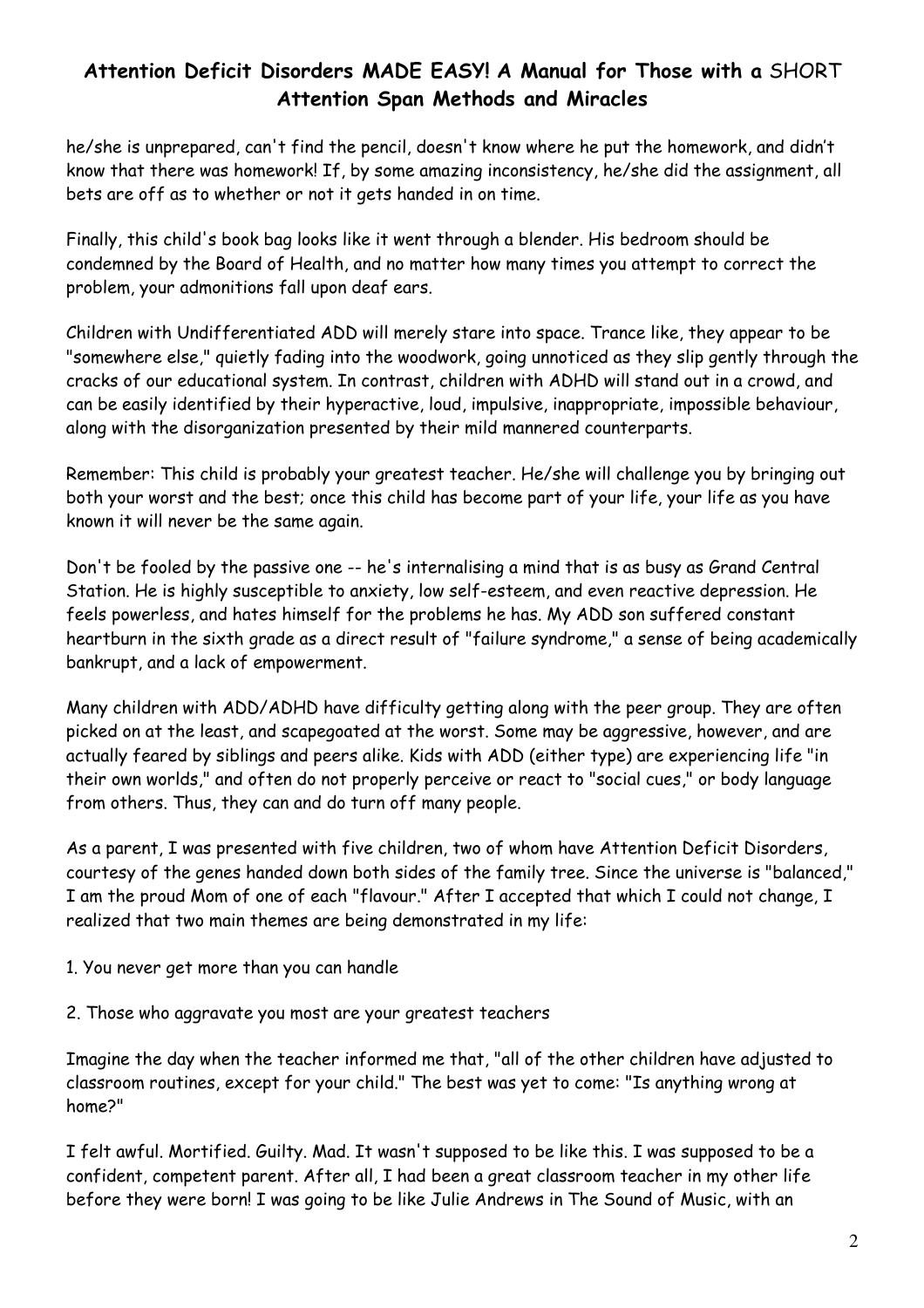he/she is unprepared, can't find the pencil, doesn't know where he put the homework, and didn't know that there was homework! If, by some amazing inconsistency, he/she did the assignment, all bets are off as to whether or not it gets handed in on time.

Finally, this child's book bag looks like it went through a blender. His bedroom should be condemned by the Board of Health, and no matter how many times you attempt to correct the problem, your admonitions fall upon deaf ears.

Children with Undifferentiated ADD will merely stare into space. Trance like, they appear to be "somewhere else," quietly fading into the woodwork, going unnoticed as they slip gently through the cracks of our educational system. In contrast, children with ADHD will stand out in a crowd, and can be easily identified by their hyperactive, loud, impulsive, inappropriate, impossible behaviour, along with the disorganization presented by their mild mannered counterparts.

Remember: This child is probably your greatest teacher. He/she will challenge you by bringing out both your worst and the best; once this child has become part of your life, your life as you have known it will never be the same again.

Don't be fooled by the passive one -- he's internalising a mind that is as busy as Grand Central Station. He is highly susceptible to anxiety, low self-esteem, and even reactive depression. He feels powerless, and hates himself for the problems he has. My ADD son suffered constant heartburn in the sixth grade as a direct result of "failure syndrome," a sense of being academically bankrupt, and a lack of empowerment.

Many children with ADD/ADHD have difficulty getting along with the peer group. They are often picked on at the least, and scapegoated at the worst. Some may be aggressive, however, and are actually feared by siblings and peers alike. Kids with ADD (either type) are experiencing life "in their own worlds," and often do not properly perceive or react to "social cues," or body language from others. Thus, they can and do turn off many people.

As a parent, I was presented with five children, two of whom have Attention Deficit Disorders, courtesy of the genes handed down both sides of the family tree. Since the universe is "balanced," I am the proud Mom of one of each "flavour." After I accepted that which I could not change, I realized that two main themes are being demonstrated in my life:

1. You never get more than you can handle

2. Those who aggravate you most are your greatest teachers

Imagine the day when the teacher informed me that, "all of the other children have adjusted to classroom routines, except for your child." The best was yet to come: "Is anything wrong at home?"

I felt awful. Mortified. Guilty. Mad. It wasn't supposed to be like this. I was supposed to be a confident, competent parent. After all, I had been a great classroom teacher in my other life before they were born! I was going to be like Julie Andrews in The Sound of Music, with an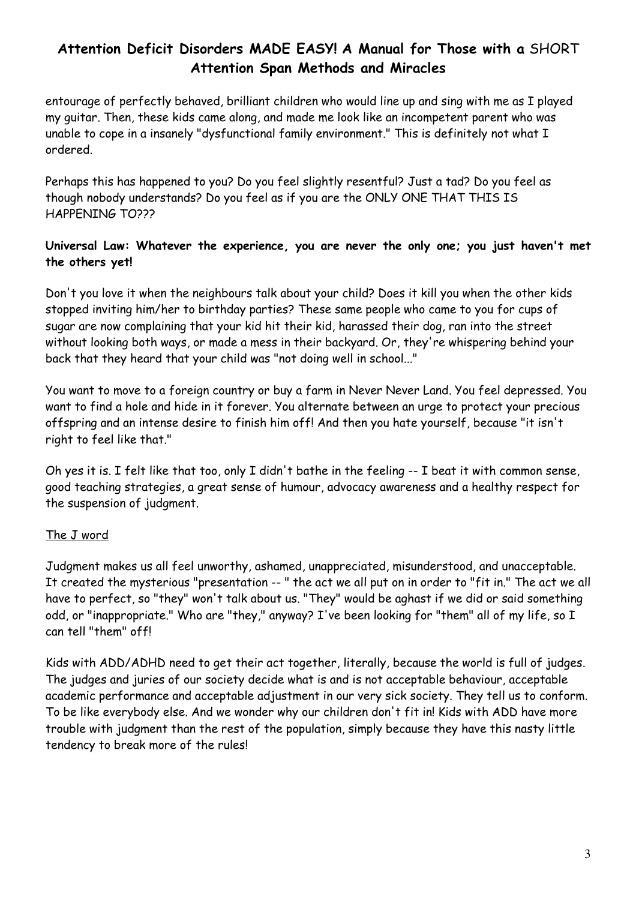entourage of perfectly behaved, brilliant children who would line up and sing with me as I played my guitar. Then, these kids came along, and made me look like an incompetent parent who was unable to cope in a insanely "dysfunctional family environment." This is definitely not what I ordered.

Perhaps this has happened to you? Do you feel slightly resentful? Just a tad? Do you feel as though nobody understands? Do you feel as if you are the ONLY ONE THAT THIS IS HAPPENING TO???

**Universal Law: Whatever the experience, you are never the only one; you just haven't met the others yet!**

Don't you love it when the neighbours talk about your child? Does it kill you when the other kids stopped inviting him/her to birthday parties? These same people who came to you for cups of sugar are now complaining that your kid hit their kid, harassed their dog, ran into the street without looking both ways, or made a mess in their backyard. Or, they're whispering behind your back that they heard that your child was "not doing well in school..."

You want to move to a foreign country or buy a farm in Never Never Land. You feel depressed. You want to find a hole and hide in it forever. You alternate between an urge to protect your precious offspring and an intense desire to finish him off! And then you hate yourself, because "it isn't right to feel like that."

Oh yes it is. I felt like that too, only I didn't bathe in the feeling -- I beat it with common sense, good teaching strategies, a great sense of humour, advocacy awareness and a healthy respect for the suspension of judgment.

<u>The J word</u>

Judgment makes us all feel unworthy, ashamed, unappreciated, misunderstood, and unacceptable. It created the mysterious "presentation -- " the act we all put on in order to "fit in." The act we all have to perfect, so "they" won't talk about us. "They" would be aghast if we did or said something odd, or "inappropriate." Who are "they," anyway? I've been looking for "them" all of my life, so I can tell "them" off!

Kids with ADD/ADHD need to get their act together, literally, because the world is full of judges. The judges and juries of our society decide what is and is not acceptable behaviour, acceptable academic performance and acceptable adjustment in our very sick society. They tell us to conform. To be like everybody else. And we wonder why our children don't fit in! Kids with ADD have more trouble with judgment than the rest of the population, simply because they have this nasty little tendency to break more of the rules!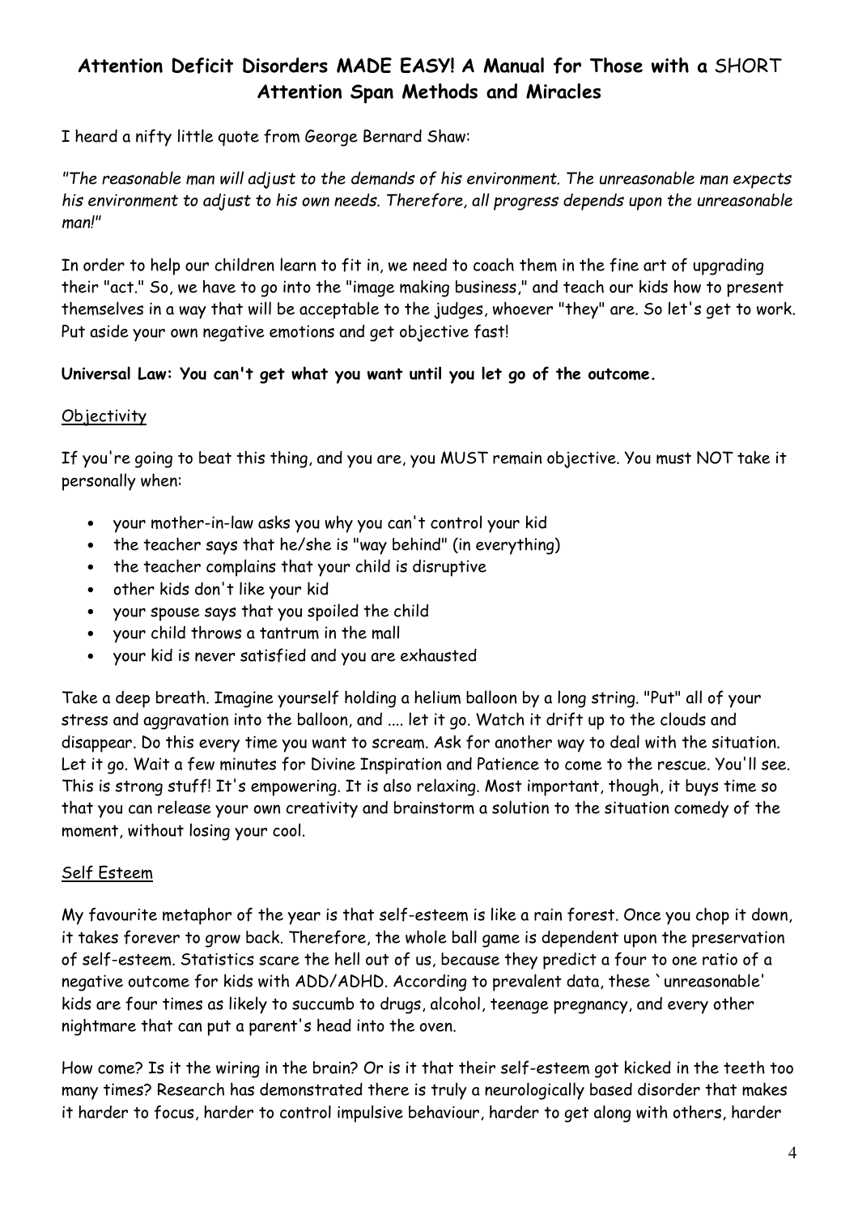**Attention Deficit Disorders MADE EASY! A Manual for Those with a** SHORT **Attention Span Methods and Miracles**

I heard a nifty little quote from George Bernard Shaw:

*"The reasonable man will adjust to the demands of his environment. The unreasonable man expects his environment to adjust to his own needs. Therefore, all progress depends upon the unreasonable man!"*

In order to help our children learn to fit in, we need to coach them in the fine art of upgrading their "act." So, we have to go into the "image making business," and teach our kids how to present themselves in a way that will be acceptable to the judges, whoever "they" are. So let's get to work. Put aside your own negative emotions and get objective fast!

**Universal Law: You can't get what you want until you let go of the outcome.**

<u>Objectivity</u>

If you're going to beat this thing, and you are, you MUST remain objective. You must NOT take it personally when:

- your mother-in-law asks you why you can't control your kid
- the teacher says that he/she is "way behind" (in everything)
- the teacher complains that your child is disruptive
- other kids don't like your kid
- your spouse says that you spoiled the child
- your child throws a tantrum in the mall
- your kid is never satisfied and you are exhausted

Take a deep breath. Imagine yourself holding a helium balloon by a long string. "Put" all of your stress and aggravation into the balloon, and .... let it go. Watch it drift up to the clouds and disappear. Do this every time you want to scream. Ask for another way to deal with the situation. Let it go. Wait a few minutes for Divine Inspiration and Patience to come to the rescue. You'll see. This is strong stuff! It's empowering. It is also relaxing. Most important, though, it buys time so that you can release your own creativity and brainstorm a solution to the situation comedy of the moment, without losing your cool.

<u>Self Esteem</u>

My favourite metaphor of the year is that self-esteem is like a rain forest. Once you chop it down, it takes forever to grow back. Therefore, the whole ball game is dependent upon the preservation of self-esteem. Statistics scare the hell out of us, because they predict a four to one ratio of a negative outcome for kids with ADD/ADHD. According to prevalent data, these `unreasonable' kids are four times as likely to succumb to drugs, alcohol, teenage pregnancy, and every other nightmare that can put a parent's head into the oven.

How come? Is it the wiring in the brain? Or is it that their self-esteem got kicked in the teeth too many times? Research has demonstrated there is truly a neurologically based disorder that makes it harder to focus, harder to control impulsive behaviour, harder to get along with others, harder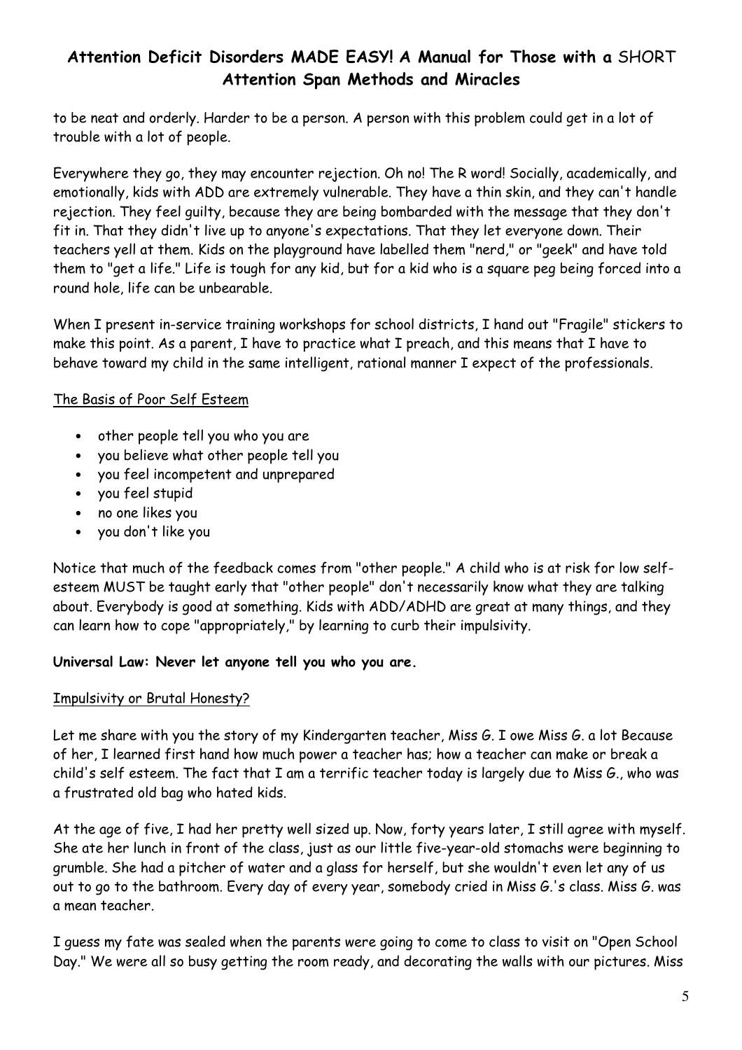to be neat and orderly. Harder to be a person. A person with this problem could get in a lot of trouble with a lot of people.

Everywhere they go, they may encounter rejection. Oh no! The R word! Socially, academically, and emotionally, kids with ADD are extremely vulnerable. They have a thin skin, and they can't handle rejection. They feel guilty, because they are being bombarded with the message that they don't fit in. That they didn't live up to anyone's expectations. That they let everyone down. Their teachers yell at them. Kids on the playground have labelled them "nerd," or "geek" and have told them to "get a life." Life is tough for any kid, but for a kid who is a square peg being forced into a round hole, life can be unbearable.

When I present in-service training workshops for school districts, I hand out "Fragile" stickers to make this point. As a parent, I have to practice what I preach, and this means that I have to behave toward my child in the same intelligent, rational manner I expect of the professionals.

<u>The Basis of Poor Self Esteem</u>

- other people tell you who you are
- you believe what other people tell you
- you feel incompetent and unprepared
- you feel stupid
- no one likes you
- you don't like you

Notice that much of the feedback comes from "other people." A child who is at risk for low self-esteem MUST be taught early that "other people" don't necessarily know what they are talking about. Everybody is good at something. Kids with ADD/ADHD are great at many things, and they can learn how to cope "appropriately," by learning to curb their impulsivity.

**Universal Law: Never let anyone tell you who you are.**

<u>Impulsivity or Brutal Honesty?</u>

Let me share with you the story of my Kindergarten teacher, Miss G. I owe Miss G. a lot Because of her, I learned first hand how much power a teacher has; how a teacher can make or break a child's self esteem. The fact that I am a terrific teacher today is largely due to Miss G., who was a frustrated old bag who hated kids.

At the age of five, I had her pretty well sized up. Now, forty years later, I still agree with myself. She ate her lunch in front of the class, just as our little five-year-old stomachs were beginning to grumble. She had a pitcher of water and a glass for herself, but she wouldn't even let any of us out to go to the bathroom. Every day of every year, somebody cried in Miss G.'s class. Miss G. was a mean teacher.

I guess my fate was sealed when the parents were going to come to class to visit on "Open School Day." We were all so busy getting the room ready, and decorating the walls with our pictures. Miss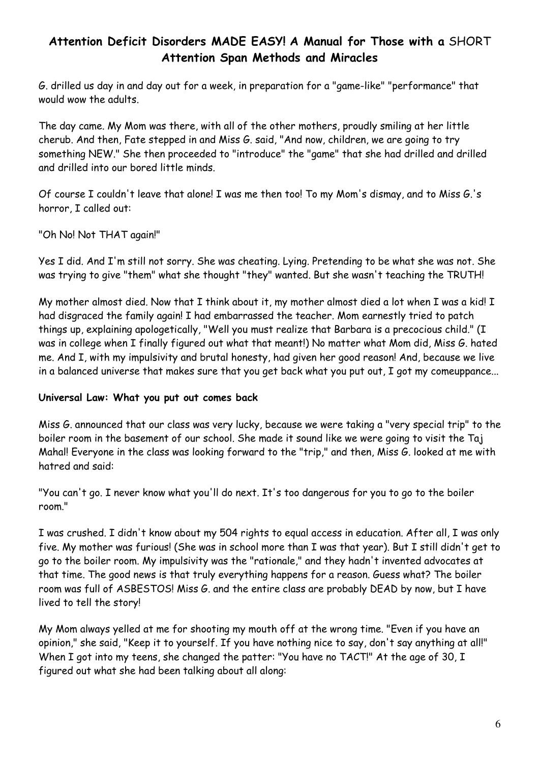G. drilled us day in and day out for a week, in preparation for a "game-like" "performance" that would wow the adults.

The day came. My Mom was there, with all of the other mothers, proudly smiling at her little cherub. And then, Fate stepped in and Miss G. said, "And now, children, we are going to try something NEW." She then proceeded to "introduce" the "game" that she had drilled and drilled and drilled into our bored little minds.

Of course I couldn't leave that alone! I was me then too! To my Mom's dismay, and to Miss G.'s horror, I called out:

"Oh No! Not THAT again!"

Yes I did. And I'm still not sorry. She was cheating. Lying. Pretending to be what she was not. She was trying to give "them" what she thought "they" wanted. But she wasn't teaching the TRUTH!

My mother almost died. Now that I think about it, my mother almost died a lot when I was a kid! I had disgraced the family again! I had embarrassed the teacher. Mom earnestly tried to patch things up, explaining apologetically, "Well you must realize that Barbara is a precocious child." (I was in college when I finally figured out what that meant!) No matter what Mom did, Miss G. hated me. And I, with my impulsivity and brutal honesty, had given her good reason! And, because we live in a balanced universe that makes sure that you get back what you put out, I got my comeuppance...

**Universal Law: What you put out comes back**

Miss G. announced that our class was very lucky, because we were taking a "very special trip" to the boiler room in the basement of our school. She made it sound like we were going to visit the Taj Mahal! Everyone in the class was looking forward to the "trip," and then, Miss G. looked at me with hatred and said:

"You can't go. I never know what you'll do next. It's too dangerous for you to go to the boiler room."

I was crushed. I didn't know about my 504 rights to equal access in education. After all, I was only five. My mother was furious! (She was in school more than I was that year). But I still didn't get to go to the boiler room. My impulsivity was the "rationale," and they hadn't invented advocates at that time. The good news is that truly everything happens for a reason. Guess what? The boiler room was full of ASBESTOS! Miss G. and the entire class are probably DEAD by now, but I have lived to tell the story!

My Mom always yelled at me for shooting my mouth off at the wrong time. "Even if you have an opinion," she said, "Keep it to yourself. If you have nothing nice to say, don't say anything at all!" When I got into my teens, she changed the patter: "You have no TACT!" At the age of 30, I figured out what she had been talking about all along: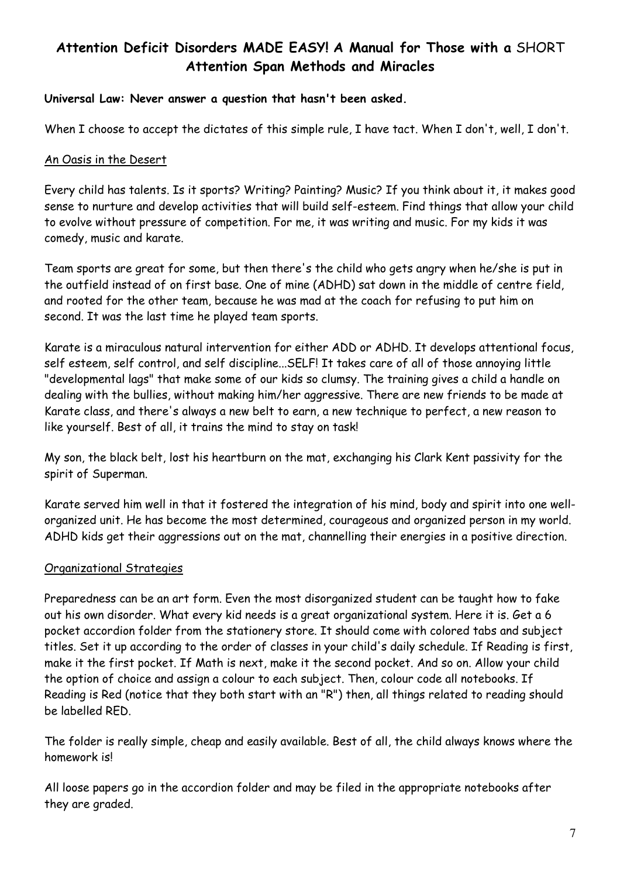## **Attention Deficit Disorders MADE EASY! A Manual for Those with a** SHORT **Attention Span Methods and Miracles**

**Universal Law: Never answer a question that hasn't been asked.**

When I choose to accept the dictates of this simple rule, I have tact. When I don't, well, I don't.

### An Oasis in the Desert

Every child has talents. Is it sports? Writing? Painting? Music? If you think about it, it makes good sense to nurture and develop activities that will build self-esteem. Find things that allow your child to evolve without pressure of competition. For me, it was writing and music. For my kids it was comedy, music and karate.

Team sports are great for some, but then there's the child who gets angry when he/she is put in the outfield instead of on first base. One of mine (ADHD) sat down in the middle of centre field, and rooted for the other team, because he was mad at the coach for refusing to put him on second. It was the last time he played team sports.

Karate is a miraculous natural intervention for either ADD or ADHD. It develops attentional focus, self esteem, self control, and self discipline...SELF! It takes care of all of those annoying little "developmental lags" that make some of our kids so clumsy. The training gives a child a handle on dealing with the bullies, without making him/her aggressive. There are new friends to be made at Karate class, and there's always a new belt to earn, a new technique to perfect, a new reason to like yourself. Best of all, it trains the mind to stay on task!

My son, the black belt, lost his heartburn on the mat, exchanging his Clark Kent passivity for the spirit of Superman.

Karate served him well in that it fostered the integration of his mind, body and spirit into one well-organized unit. He has become the most determined, courageous and organized person in my world. ADHD kids get their aggressions out on the mat, channelling their energies in a positive direction.

### Organizational Strategies

Preparedness can be an art form. Even the most disorganized student can be taught how to fake out his own disorder. What every kid needs is a great organizational system. Here it is. Get a 6 pocket accordion folder from the stationery store. It should come with colored tabs and subject titles. Set it up according to the order of classes in your child's daily schedule. If Reading is first, make it the first pocket. If Math is next, make it the second pocket. And so on. Allow your child the option of choice and assign a colour to each subject. Then, colour code all notebooks. If Reading is Red (notice that they both start with an "R") then, all things related to reading should be labelled RED.

The folder is really simple, cheap and easily available. Best of all, the child always knows where the homework is!

All loose papers go in the accordion folder and may be filed in the appropriate notebooks after they are graded.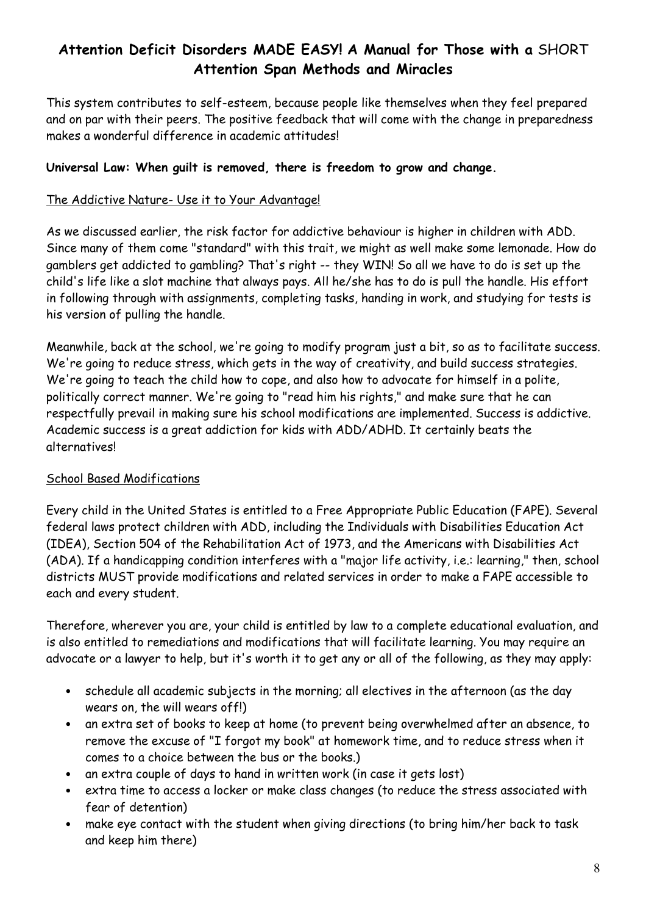## **Attention Deficit Disorders MADE EASY! A Manual for Those with a** SHORT **Attention Span Methods and Miracles**

This system contributes to self-esteem, because people like themselves when they feel prepared and on par with their peers. The positive feedback that will come with the change in preparedness makes a wonderful difference in academic attitudes!

**Universal Law: When guilt is removed, there is freedom to grow and change.**

<u>The Addictive Nature- Use it to Your Advantage!</u>

As we discussed earlier, the risk factor for addictive behaviour is higher in children with ADD. Since many of them come "standard" with this trait, we might as well make some lemonade. How do gamblers get addicted to gambling? That's right -- they WIN! So all we have to do is set up the child's life like a slot machine that always pays. All he/she has to do is pull the handle. His effort in following through with assignments, completing tasks, handing in work, and studying for tests is his version of pulling the handle.

Meanwhile, back at the school, we're going to modify program just a bit, so as to facilitate success. We're going to reduce stress, which gets in the way of creativity, and build success strategies. We're going to teach the child how to cope, and also how to advocate for himself in a polite, politically correct manner. We're going to "read him his rights," and make sure that he can respectfully prevail in making sure his school modifications are implemented. Success is addictive. Academic success is a great addiction for kids with ADD/ADHD. It certainly beats the alternatives!

<u>School Based Modifications</u>

Every child in the United States is entitled to a Free Appropriate Public Education (FAPE). Several federal laws protect children with ADD, including the Individuals with Disabilities Education Act (IDEA), Section 504 of the Rehabilitation Act of 1973, and the Americans with Disabilities Act (ADA). If a handicapping condition interferes with a "major life activity, i.e.: learning," then, school districts MUST provide modifications and related services in order to make a FAPE accessible to each and every student.

Therefore, wherever you are, your child is entitled by law to a complete educational evaluation, and is also entitled to remediations and modifications that will facilitate learning. You may require an advocate or a lawyer to help, but it's worth it to get any or all of the following, as they may apply:

- schedule all academic subjects in the morning; all electives in the afternoon (as the day wears on, the will wears off!)
- an extra set of books to keep at home (to prevent being overwhelmed after an absence, to remove the excuse of "I forgot my book" at homework time, and to reduce stress when it comes to a choice between the bus or the books.)
- an extra couple of days to hand in written work (in case it gets lost)
- extra time to access a locker or make class changes (to reduce the stress associated with fear of detention)
- make eye contact with the student when giving directions (to bring him/her back to task and keep him there)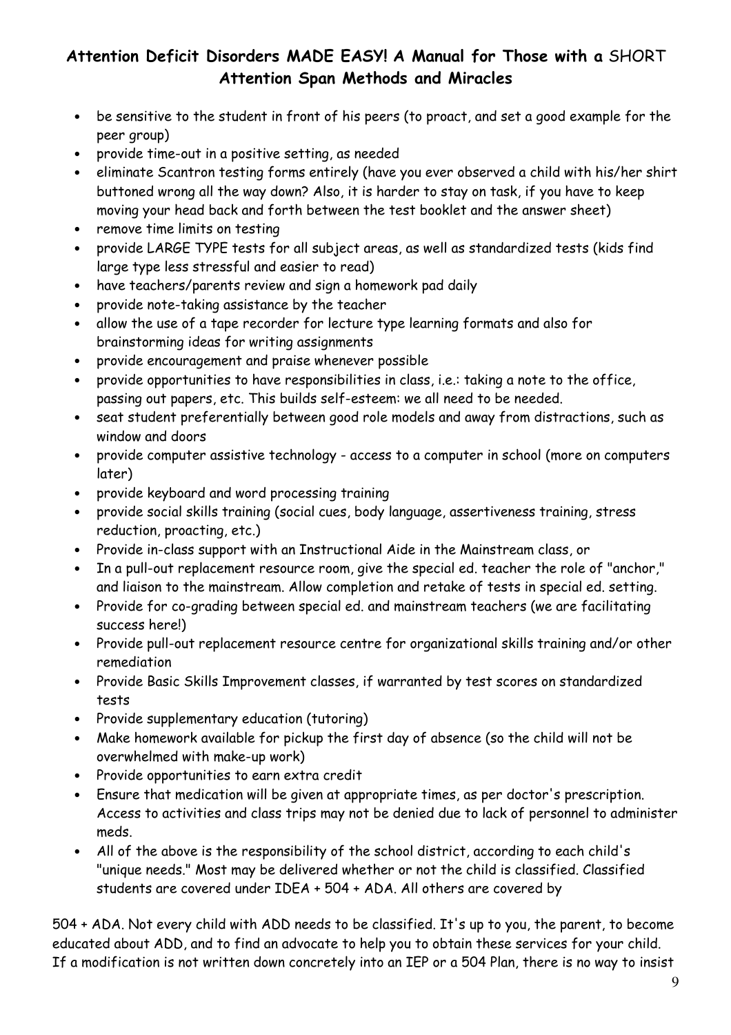- be sensitive to the student in front of his peers (to proact, and set a good example for the peer group)
- provide time-out in a positive setting, as needed
- eliminate Scantron testing forms entirely (have you ever observed a child with his/her shirt buttoned wrong all the way down? Also, it is harder to stay on task, if you have to keep moving your head back and forth between the test booklet and the answer sheet)
- remove time limits on testing
- provide LARGE TYPE tests for all subject areas, as well as standardized tests (kids find large type less stressful and easier to read)
- have teachers/parents review and sign a homework pad daily
- provide note-taking assistance by the teacher
- allow the use of a tape recorder for lecture type learning formats and also for brainstorming ideas for writing assignments
- provide encouragement and praise whenever possible
- provide opportunities to have responsibilities in class, i.e.: taking a note to the office, passing out papers, etc. This builds self-esteem: we all need to be needed.
- seat student preferentially between good role models and away from distractions, such as window and doors
- provide computer assistive technology - access to a computer in school (more on computers later)
- provide keyboard and word processing training
- provide social skills training (social cues, body language, assertiveness training, stress reduction, proacting, etc.)
- Provide in-class support with an Instructional Aide in the Mainstream class, or
- In a pull-out replacement resource room, give the special ed. teacher the role of "anchor," and liaison to the mainstream. Allow completion and retake of tests in special ed. setting.
- Provide for co-grading between special ed. and mainstream teachers (we are facilitating success here!)
- Provide pull-out replacement resource centre for organizational skills training and/or other remediation
- Provide Basic Skills Improvement classes, if warranted by test scores on standardized tests
- Provide supplementary education (tutoring)
- Make homework available for pickup the first day of absence (so the child will not be overwhelmed with make-up work)
- Provide opportunities to earn extra credit
- Ensure that medication will be given at appropriate times, as per doctor's prescription. Access to activities and class trips may not be denied due to lack of personnel to administer meds.
- All of the above is the responsibility of the school district, according to each child's "unique needs." Most may be delivered whether or not the child is classified. Classified students are covered under IDEA + 504 + ADA. All others are covered by

504 + ADA. Not every child with ADD needs to be classified. It's up to you, the parent, to become educated about ADD, and to find an advocate to help you to obtain these services for your child. If a modification is not written down concretely into an IEP or a 504 Plan, there is no way to insist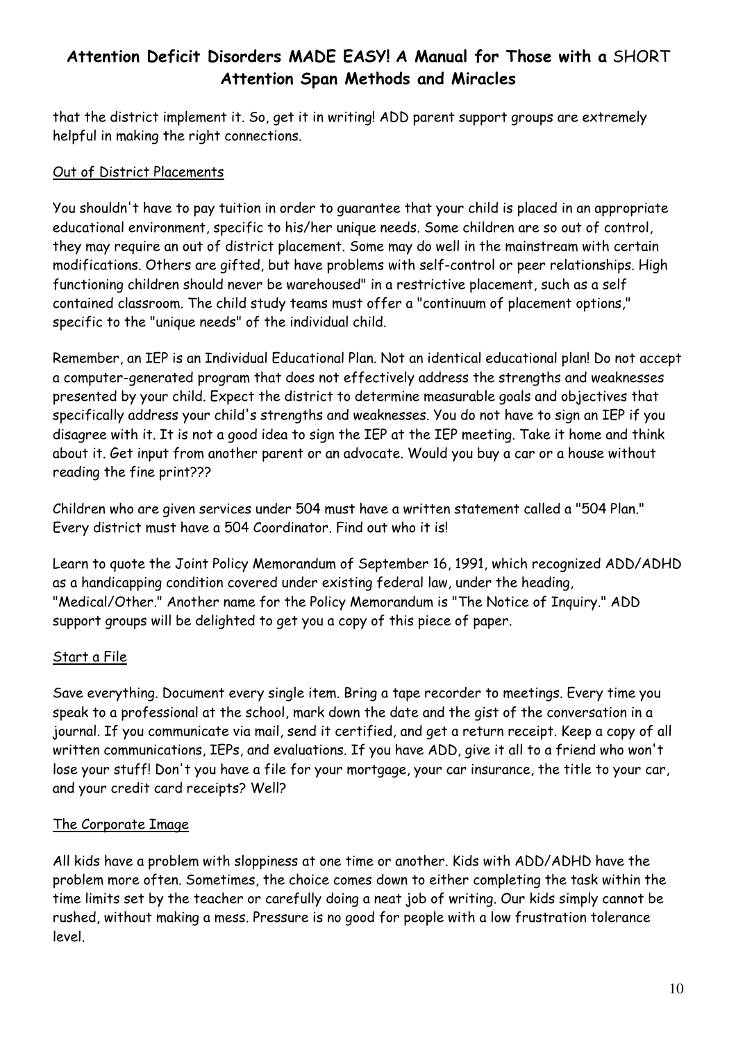that the district implement it. So, get it in writing! ADD parent support groups are extremely helpful in making the right connections.

Out of District Placements

You shouldn't have to pay tuition in order to guarantee that your child is placed in an appropriate educational environment, specific to his/her unique needs. Some children are so out of control, they may require an out of district placement. Some may do well in the mainstream with certain modifications. Others are gifted, but have problems with self-control or peer relationships. High functioning children should never be warehoused" in a restrictive placement, such as a self contained classroom. The child study teams must offer a "continuum of placement options," specific to the "unique needs" of the individual child.

Remember, an IEP is an Individual Educational Plan. Not an identical educational plan! Do not accept a computer-generated program that does not effectively address the strengths and weaknesses presented by your child. Expect the district to determine measurable goals and objectives that specifically address your child's strengths and weaknesses. You do not have to sign an IEP if you disagree with it. It is not a good idea to sign the IEP at the IEP meeting. Take it home and think about it. Get input from another parent or an advocate. Would you buy a car or a house without reading the fine print???

Children who are given services under 504 must have a written statement called a "504 Plan." Every district must have a 504 Coordinator. Find out who it is!

Learn to quote the Joint Policy Memorandum of September 16, 1991, which recognized ADD/ADHD as a handicapping condition covered under existing federal law, under the heading, "Medical/Other." Another name for the Policy Memorandum is "The Notice of Inquiry." ADD support groups will be delighted to get you a copy of this piece of paper.

Start a File

Save everything. Document every single item. Bring a tape recorder to meetings. Every time you speak to a professional at the school, mark down the date and the gist of the conversation in a journal. If you communicate via mail, send it certified, and get a return receipt. Keep a copy of all written communications, IEPs, and evaluations. If you have ADD, give it all to a friend who won't lose your stuff! Don't you have a file for your mortgage, your car insurance, the title to your car, and your credit card receipts? Well?

The Corporate Image

All kids have a problem with sloppiness at one time or another. Kids with ADD/ADHD have the problem more often. Sometimes, the choice comes down to either completing the task within the time limits set by the teacher or carefully doing a neat job of writing. Our kids simply cannot be rushed, without making a mess. Pressure is no good for people with a low frustration tolerance level.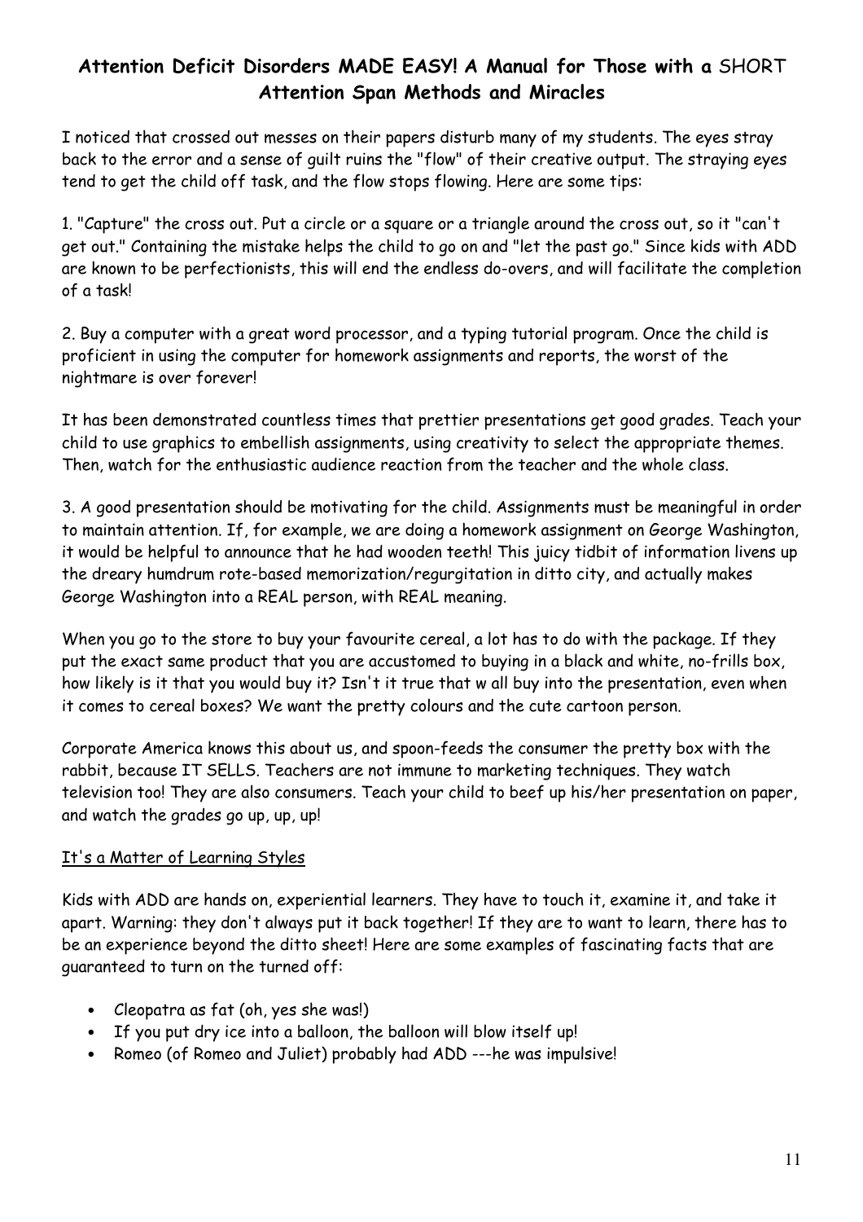## Attention Deficit Disorders MADE EASY! A Manual for Those with a SHORT Attention Span Methods and Miracles

I noticed that crossed out messes on their papers disturb many of my students. The eyes stray back to the error and a sense of guilt ruins the "flow" of their creative output. The straying eyes tend to get the child off task, and the flow stops flowing. Here are some tips:

1. "Capture" the cross out. Put a circle or a square or a triangle around the cross out, so it "can't get out." Containing the mistake helps the child to go on and "let the past go." Since kids with ADD are known to be perfectionists, this will end the endless do-overs, and will facilitate the completion of a task!

2. Buy a computer with a great word processor, and a typing tutorial program. Once the child is proficient in using the computer for homework assignments and reports, the worst of the nightmare is over forever!

It has been demonstrated countless times that prettier presentations get good grades. Teach your child to use graphics to embellish assignments, using creativity to select the appropriate themes. Then, watch for the enthusiastic audience reaction from the teacher and the whole class.

3. A good presentation should be motivating for the child. Assignments must be meaningful in order to maintain attention. If, for example, we are doing a homework assignment on George Washington, it would be helpful to announce that he had wooden teeth! This juicy tidbit of information livens up the dreary humdrum rote-based memorization/regurgitation in ditto city, and actually makes George Washington into a REAL person, with REAL meaning.

When you go to the store to buy your favourite cereal, a lot has to do with the package. If they put the exact same product that you are accustomed to buying in a black and white, no-frills box, how likely is it that you would buy it? Isn't it true that w all buy into the presentation, even when it comes to cereal boxes? We want the pretty colours and the cute cartoon person.

Corporate America knows this about us, and spoon-feeds the consumer the pretty box with the rabbit, because IT SELLS. Teachers are not immune to marketing techniques. They watch television too! They are also consumers. Teach your child to beef up his/her presentation on paper, and watch the grades go up, up, up!

<u>It's a Matter of Learning Styles</u>

Kids with ADD are hands on, experiential learners. They have to touch it, examine it, and take it apart. Warning: they don't always put it back together! If they are to want to learn, there has to be an experience beyond the ditto sheet! Here are some examples of fascinating facts that are guaranteed to turn on the turned off:

- Cleopatra as fat (oh, yes she was!)
- If you put dry ice into a balloon, the balloon will blow itself up!
- Romeo (of Romeo and Juliet) probably had ADD ---he was impulsive!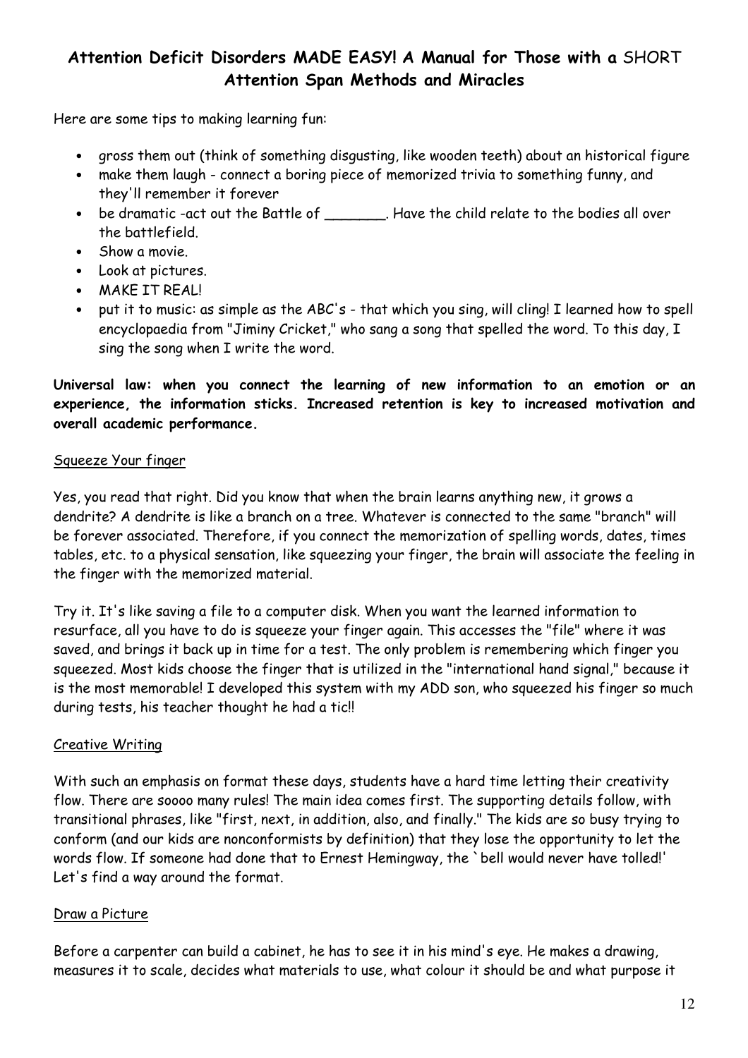## Attention Deficit Disorders MADE EASY! A Manual for Those with a SHORT Attention Span Methods and Miracles

Here are some tips to making learning fun:

- gross them out (think of something disgusting, like wooden teeth) about an historical figure
- make them laugh - connect a boring piece of memorized trivia to something funny, and they'll remember it forever
- be dramatic -act out the Battle of _______. Have the child relate to the bodies all over the battlefield.
- Show a movie.
- Look at pictures.
- MAKE IT REAL!
- put it to music: as simple as the ABC's - that which you sing, will cling! I learned how to spell encyclopaedia from "Jiminy Cricket," who sang a song that spelled the word. To this day, I sing the song when I write the word.

**Universal law: when you connect the learning of new information to an emotion or an experience, the information sticks. Increased retention is key to increased motivation and overall academic performance.**

### Squeeze Your finger

Yes, you read that right. Did you know that when the brain learns anything new, it grows a dendrite? A dendrite is like a branch on a tree. Whatever is connected to the same "branch" will be forever associated. Therefore, if you connect the memorization of spelling words, dates, times tables, etc. to a physical sensation, like squeezing your finger, the brain will associate the feeling in the finger with the memorized material.

Try it. It's like saving a file to a computer disk. When you want the learned information to resurface, all you have to do is squeeze your finger again. This accesses the "file" where it was saved, and brings it back up in time for a test. The only problem is remembering which finger you squeezed. Most kids choose the finger that is utilized in the "international hand signal," because it is the most memorable! I developed this system with my ADD son, who squeezed his finger so much during tests, his teacher thought he had a tic!!

### Creative Writing

With such an emphasis on format these days, students have a hard time letting their creativity flow. There are soooo many rules! The main idea comes first. The supporting details follow, with transitional phrases, like "first, next, in addition, also, and finally." The kids are so busy trying to conform (and our kids are nonconformists by definition) that they lose the opportunity to let the words flow. If someone had done that to Ernest Hemingway, the `bell would never have tolled!' Let's find a way around the format.

### Draw a Picture

Before a carpenter can build a cabinet, he has to see it in his mind's eye. He makes a drawing, measures it to scale, decides what materials to use, what colour it should be and what purpose it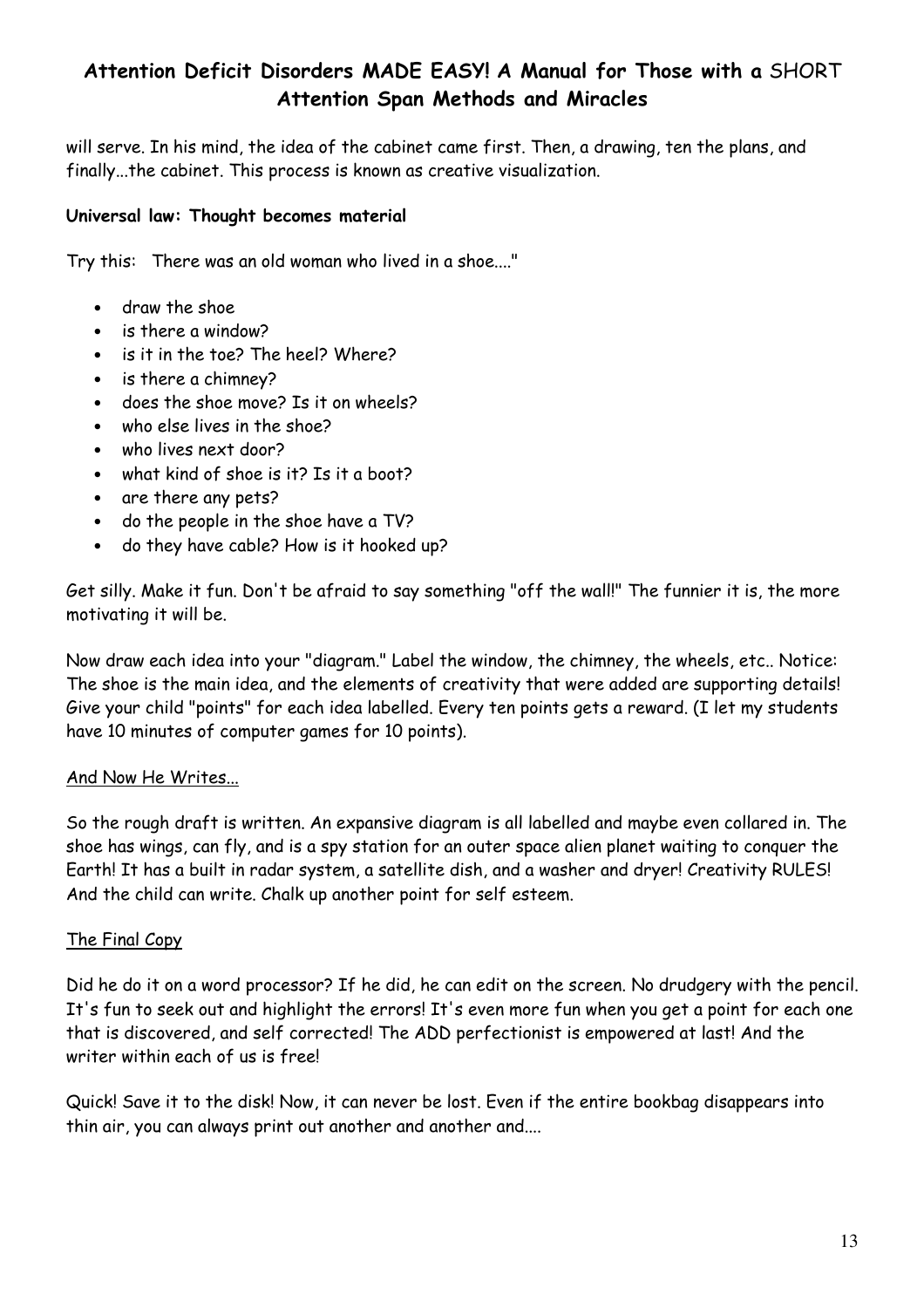will serve. In his mind, the idea of the cabinet came first. Then, a drawing, ten the plans, and finally...the cabinet. This process is known as creative visualization.

**Universal law: Thought becomes material**

Try this: There was an old woman who lived in a shoe...."

- draw the shoe
- is there a window?
- is it in the toe? The heel? Where?
- is there a chimney?
- does the shoe move? Is it on wheels?
- who else lives in the shoe?
- who lives next door?
- what kind of shoe is it? Is it a boot?
- are there any pets?
- do the people in the shoe have a TV?
- do they have cable? How is it hooked up?

Get silly. Make it fun. Don't be afraid to say something "off the wall!" The funnier it is, the more motivating it will be.

Now draw each idea into your "diagram." Label the window, the chimney, the wheels, etc.. Notice: The shoe is the main idea, and the elements of creativity that were added are supporting details! Give your child "points" for each idea labelled. Every ten points gets a reward. (I let my students have 10 minutes of computer games for 10 points).

<u>And Now He Writes...</u>

So the rough draft is written. An expansive diagram is all labelled and maybe even collared in. The shoe has wings, can fly, and is a spy station for an outer space alien planet waiting to conquer the Earth! It has a built in radar system, a satellite dish, and a washer and dryer! Creativity RULES! And the child can write. Chalk up another point for self esteem.

<u>The Final Copy</u>

Did he do it on a word processor? If he did, he can edit on the screen. No drudgery with the pencil. It's fun to seek out and highlight the errors! It's even more fun when you get a point for each one that is discovered, and self corrected! The ADD perfectionist is empowered at last! And the writer within each of us is free!

Quick! Save it to the disk! Now, it can never be lost. Even if the entire bookbag disappears into thin air, you can always print out another and another and....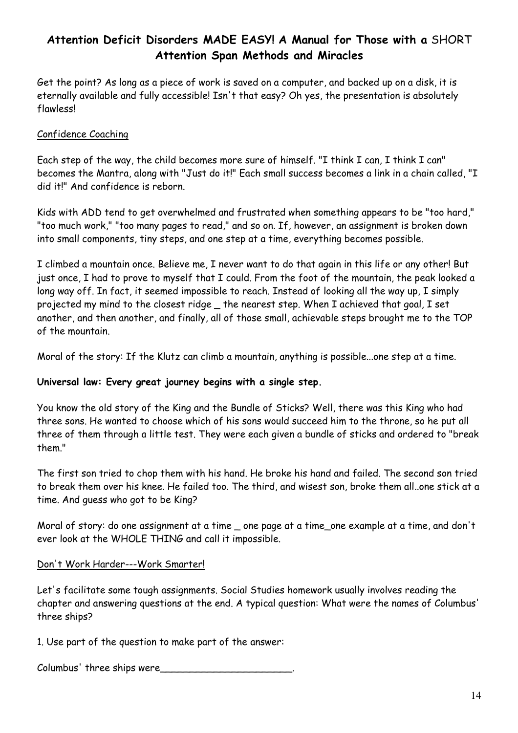Get the point? As long as a piece of work is saved on a computer, and backed up on a disk, it is eternally available and fully accessible! Isn't that easy? Oh yes, the presentation is absolutely flawless!

<u>Confidence Coaching</u>

Each step of the way, the child becomes more sure of himself. "I think I can, I think I can" becomes the Mantra, along with "Just do it!" Each small success becomes a link in a chain called, "I did it!" And confidence is reborn.

Kids with ADD tend to get overwhelmed and frustrated when something appears to be "too hard," "too much work," "too many pages to read," and so on. If, however, an assignment is broken down into small components, tiny steps, and one step at a time, everything becomes possible.

I climbed a mountain once. Believe me, I never want to do that again in this life or any other! But just once, I had to prove to myself that I could. From the foot of the mountain, the peak looked a long way off. In fact, it seemed impossible to reach. Instead of looking all the way up, I simply projected my mind to the closest ridge _ the nearest step. When I achieved that goal, I set another, and then another, and finally, all of those small, achievable steps brought me to the TOP of the mountain.

Moral of the story: If the Klutz can climb a mountain, anything is possible...one step at a time.

**Universal law: Every great journey begins with a single step.**

You know the old story of the King and the Bundle of Sticks? Well, there was this King who had three sons. He wanted to choose which of his sons would succeed him to the throne, so he put all three of them through a little test. They were each given a bundle of sticks and ordered to "break them."

The first son tried to chop them with his hand. He broke his hand and failed. The second son tried to break them over his knee. He failed too. The third, and wisest son, broke them all..one stick at a time. And guess who got to be King?

Moral of story: do one assignment at a time _ one page at a time_one example at a time, and don't ever look at the WHOLE THING and call it impossible.

<u>Don't Work Harder---Work Smarter!</u>

Let's facilitate some tough assignments. Social Studies homework usually involves reading the chapter and answering questions at the end. A typical question: What were the names of Columbus' three ships?

1. Use part of the question to make part of the answer:

Columbus' three ships were_______________________.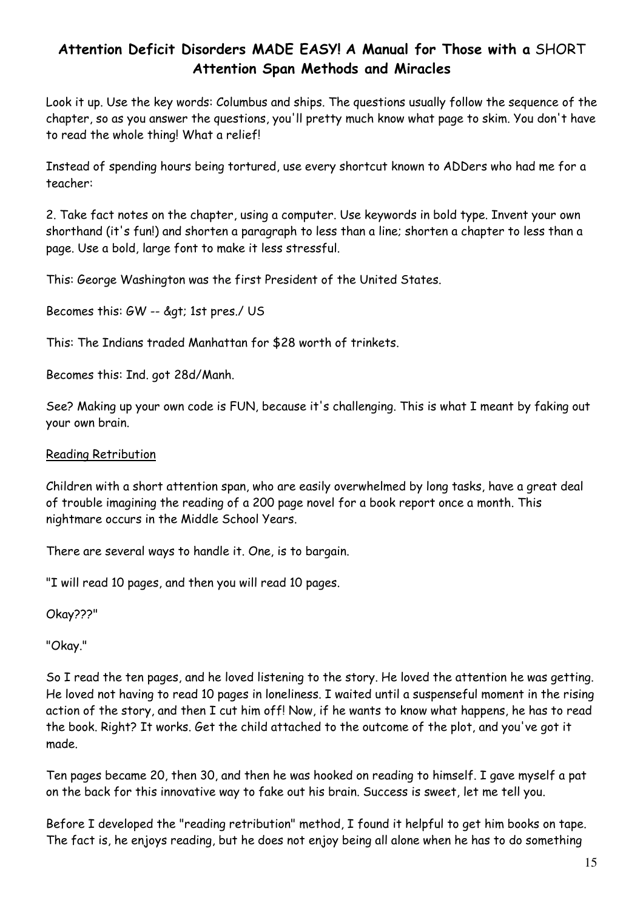## Attention Deficit Disorders MADE EASY! A Manual for Those with a SHORT Attention Span Methods and Miracles

Look it up. Use the key words: Columbus and ships. The questions usually follow the sequence of the chapter, so as you answer the questions, you'll pretty much know what page to skim. You don't have to read the whole thing! What a relief!

Instead of spending hours being tortured, use every shortcut known to ADDers who had me for a teacher:

2. Take fact notes on the chapter, using a computer. Use keywords in bold type. Invent your own shorthand (it's fun!) and shorten a paragraph to less than a line; shorten a chapter to less than a page. Use a bold, large font to make it less stressful.

This: George Washington was the first President of the United States.

Becomes this: GW -- &gt; 1st pres./ US

This: The Indians traded Manhattan for $28 worth of trinkets.

Becomes this: Ind. got 28d/Manh.

See? Making up your own code is FUN, because it's challenging. This is what I meant by faking out your own brain.

Reading Retribution

Children with a short attention span, who are easily overwhelmed by long tasks, have a great deal of trouble imagining the reading of a 200 page novel for a book report once a month. This nightmare occurs in the Middle School Years.

There are several ways to handle it. One, is to bargain.

"I will read 10 pages, and then you will read 10 pages.

Okay???"

"Okay."

So I read the ten pages, and he loved listening to the story. He loved the attention he was getting. He loved not having to read 10 pages in loneliness. I waited until a suspenseful moment in the rising action of the story, and then I cut him off! Now, if he wants to know what happens, he has to read the book. Right? It works. Get the child attached to the outcome of the plot, and you've got it made.

Ten pages became 20, then 30, and then he was hooked on reading to himself. I gave myself a pat on the back for this innovative way to fake out his brain. Success is sweet, let me tell you.

Before I developed the "reading retribution" method, I found it helpful to get him books on tape. The fact is, he enjoys reading, but he does not enjoy being all alone when he has to do something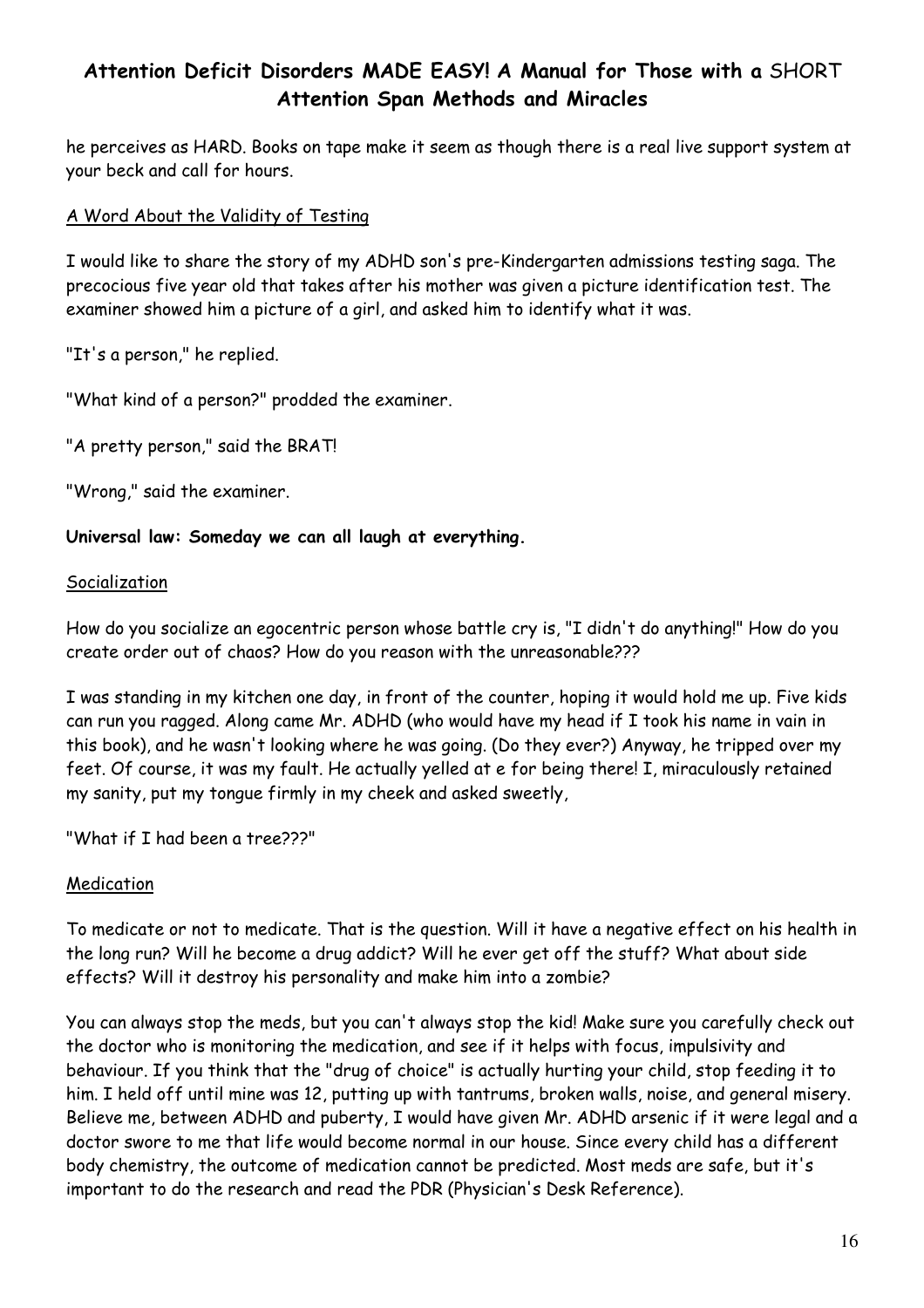he perceives as HARD. Books on tape make it seem as though there is a real live support system at your beck and call for hours.

A Word About the Validity of Testing

I would like to share the story of my ADHD son's pre-Kindergarten admissions testing saga. The precocious five year old that takes after his mother was given a picture identification test. The examiner showed him a picture of a girl, and asked him to identify what it was.

"It's a person," he replied.

"What kind of a person?" prodded the examiner.

"A pretty person," said the BRAT!

"Wrong," said the examiner.

**Universal law: Someday we can all laugh at everything.**

Socialization

How do you socialize an egocentric person whose battle cry is, "I didn't do anything!" How do you create order out of chaos? How do you reason with the unreasonable???

I was standing in my kitchen one day, in front of the counter, hoping it would hold me up. Five kids can run you ragged. Along came Mr. ADHD (who would have my head if I took his name in vain in this book), and he wasn't looking where he was going. (Do they ever?) Anyway, he tripped over my feet. Of course, it was my fault. He actually yelled at e for being there! I, miraculously retained my sanity, put my tongue firmly in my cheek and asked sweetly,

"What if I had been a tree???"

Medication

To medicate or not to medicate. That is the question. Will it have a negative effect on his health in the long run? Will he become a drug addict? Will he ever get off the stuff? What about side effects? Will it destroy his personality and make him into a zombie?

You can always stop the meds, but you can't always stop the kid! Make sure you carefully check out the doctor who is monitoring the medication, and see if it helps with focus, impulsivity and behaviour. If you think that the "drug of choice" is actually hurting your child, stop feeding it to him. I held off until mine was 12, putting up with tantrums, broken walls, noise, and general misery. Believe me, between ADHD and puberty, I would have given Mr. ADHD arsenic if it were legal and a doctor swore to me that life would become normal in our house. Since every child has a different body chemistry, the outcome of medication cannot be predicted. Most meds are safe, but it's important to do the research and read the PDR (Physician's Desk Reference).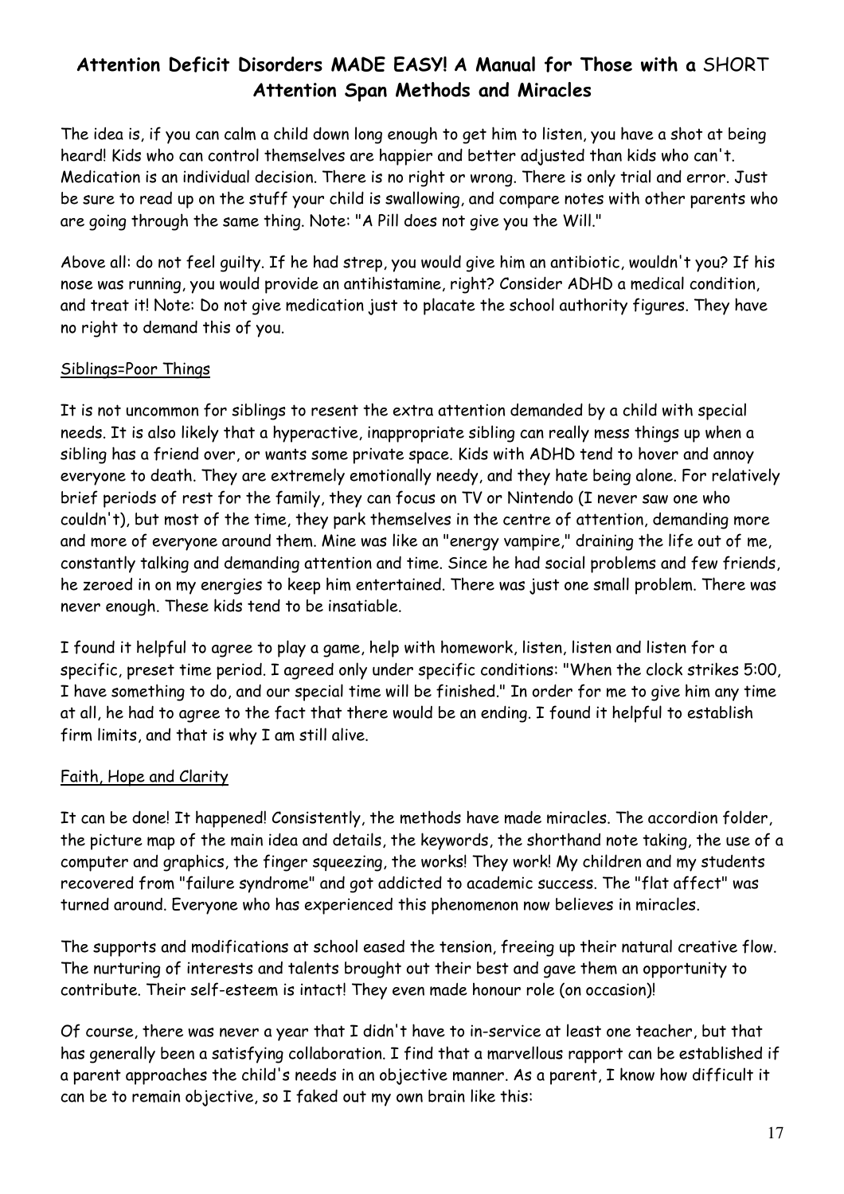## **Attention Deficit Disorders MADE EASY! A Manual for Those with a** SHORT **Attention Span Methods and Miracles**

The idea is, if you can calm a child down long enough to get him to listen, you have a shot at being heard! Kids who can control themselves are happier and better adjusted than kids who can't. Medication is an individual decision. There is no right or wrong. There is only trial and error. Just be sure to read up on the stuff your child is swallowing, and compare notes with other parents who are going through the same thing. Note: "A Pill does not give you the Will."

Above all: do not feel guilty. If he had strep, you would give him an antibiotic, wouldn't you? If his nose was running, you would provide an antihistamine, right? Consider ADHD a medical condition, and treat it! Note: Do not give medication just to placate the school authority figures. They have no right to demand this of you.

<u>Siblings=Poor Things</u>

It is not uncommon for siblings to resent the extra attention demanded by a child with special needs. It is also likely that a hyperactive, inappropriate sibling can really mess things up when a sibling has a friend over, or wants some private space. Kids with ADHD tend to hover and annoy everyone to death. They are extremely emotionally needy, and they hate being alone. For relatively brief periods of rest for the family, they can focus on TV or Nintendo (I never saw one who couldn't), but most of the time, they park themselves in the centre of attention, demanding more and more of everyone around them. Mine was like an "energy vampire," draining the life out of me, constantly talking and demanding attention and time. Since he had social problems and few friends, he zeroed in on my energies to keep him entertained. There was just one small problem. There was never enough. These kids tend to be insatiable.

I found it helpful to agree to play a game, help with homework, listen, listen and listen for a specific, preset time period. I agreed only under specific conditions: "When the clock strikes 5:00, I have something to do, and our special time will be finished." In order for me to give him any time at all, he had to agree to the fact that there would be an ending. I found it helpful to establish firm limits, and that is why I am still alive.

<u>Faith, Hope and Clarity</u>

It can be done! It happened! Consistently, the methods have made miracles. The accordion folder, the picture map of the main idea and details, the keywords, the shorthand note taking, the use of a computer and graphics, the finger squeezing, the works! They work! My children and my students recovered from "failure syndrome" and got addicted to academic success. The "flat affect" was turned around. Everyone who has experienced this phenomenon now believes in miracles.

The supports and modifications at school eased the tension, freeing up their natural creative flow. The nurturing of interests and talents brought out their best and gave them an opportunity to contribute. Their self-esteem is intact! They even made honour role (on occasion)!

Of course, there was never a year that I didn't have to in-service at least one teacher, but that has generally been a satisfying collaboration. I find that a marvellous rapport can be established if a parent approaches the child's needs in an objective manner. As a parent, I know how difficult it can be to remain objective, so I faked out my own brain like this: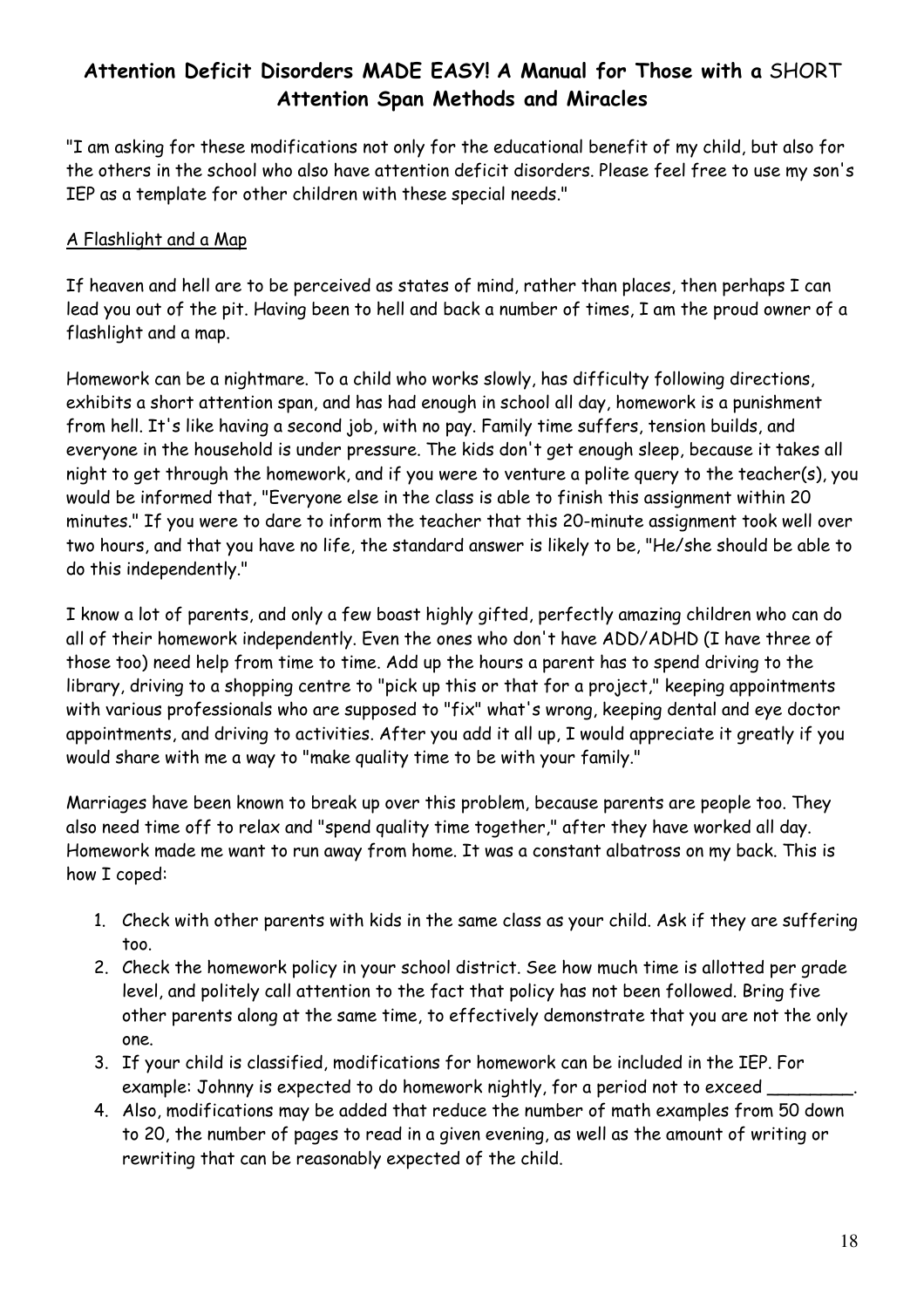## Attention Deficit Disorders MADE EASY! A Manual for Those with a SHORT Attention Span Methods and Miracles

"I am asking for these modifications not only for the educational benefit of my child, but also for the others in the school who also have attention deficit disorders. Please feel free to use my son's IEP as a template for other children with these special needs."

<u>A Flashlight and a Map</u>

If heaven and hell are to be perceived as states of mind, rather than places, then perhaps I can lead you out of the pit. Having been to hell and back a number of times, I am the proud owner of a flashlight and a map.

Homework can be a nightmare. To a child who works slowly, has difficulty following directions, exhibits a short attention span, and has had enough in school all day, homework is a punishment from hell. It's like having a second job, with no pay. Family time suffers, tension builds, and everyone in the household is under pressure. The kids don't get enough sleep, because it takes all night to get through the homework, and if you were to venture a polite query to the teacher(s), you would be informed that, "Everyone else in the class is able to finish this assignment within 20 minutes." If you were to dare to inform the teacher that this 20-minute assignment took well over two hours, and that you have no life, the standard answer is likely to be, "He/she should be able to do this independently."

I know a lot of parents, and only a few boast highly gifted, perfectly amazing children who can do all of their homework independently. Even the ones who don't have ADD/ADHD (I have three of those too) need help from time to time. Add up the hours a parent has to spend driving to the library, driving to a shopping centre to "pick up this or that for a project," keeping appointments with various professionals who are supposed to "fix" what's wrong, keeping dental and eye doctor appointments, and driving to activities. After you add it all up, I would appreciate it greatly if you would share with me a way to "make quality time to be with your family."

Marriages have been known to break up over this problem, because parents are people too. They also need time off to relax and "spend quality time together," after they have worked all day. Homework made me want to run away from home. It was a constant albatross on my back. This is how I coped:

1. Check with other parents with kids in the same class as your child. Ask if they are suffering too.
2. Check the homework policy in your school district. See how much time is allotted per grade level, and politely call attention to the fact that policy has not been followed. Bring five other parents along at the same time, to effectively demonstrate that you are not the only one.
3. If your child is classified, modifications for homework can be included in the IEP. For example: Johnny is expected to do homework nightly, for a period not to exceed ________.
4. Also, modifications may be added that reduce the number of math examples from 50 down to 20, the number of pages to read in a given evening, as well as the amount of writing or rewriting that can be reasonably expected of the child.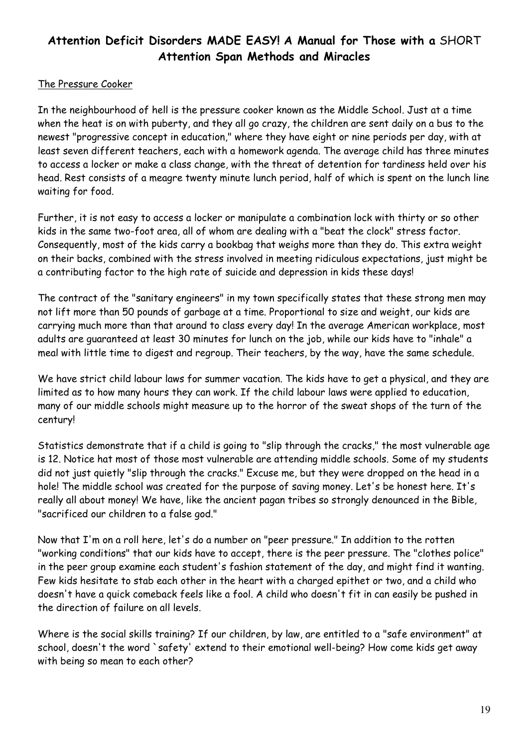## Attention Deficit Disorders MADE EASY! A Manual for Those with a SHORT Attention Span Methods and Miracles

The Pressure Cooker

In the neighbourhood of hell is the pressure cooker known as the Middle School. Just at a time when the heat is on with puberty, and they all go crazy, the children are sent daily on a bus to the newest "progressive concept in education," where they have eight or nine periods per day, with at least seven different teachers, each with a homework agenda. The average child has three minutes to access a locker or make a class change, with the threat of detention for tardiness held over his head. Rest consists of a meagre twenty minute lunch period, half of which is spent on the lunch line waiting for food.

Further, it is not easy to access a locker or manipulate a combination lock with thirty or so other kids in the same two-foot area, all of whom are dealing with a "beat the clock" stress factor. Consequently, most of the kids carry a bookbag that weighs more than they do. This extra weight on their backs, combined with the stress involved in meeting ridiculous expectations, just might be a contributing factor to the high rate of suicide and depression in kids these days!

The contract of the "sanitary engineers" in my town specifically states that these strong men may not lift more than 50 pounds of garbage at a time. Proportional to size and weight, our kids are carrying much more than that around to class every day! In the average American workplace, most adults are guaranteed at least 30 minutes for lunch on the job, while our kids have to "inhale" a meal with little time to digest and regroup. Their teachers, by the way, have the same schedule.

We have strict child labour laws for summer vacation. The kids have to get a physical, and they are limited as to how many hours they can work. If the child labour laws were applied to education, many of our middle schools might measure up to the horror of the sweat shops of the turn of the century!

Statistics demonstrate that if a child is going to "slip through the cracks," the most vulnerable age is 12. Notice hat most of those most vulnerable are attending middle schools. Some of my students did not just quietly "slip through the cracks." Excuse me, but they were dropped on the head in a hole! The middle school was created for the purpose of saving money. Let's be honest here. It's really all about money! We have, like the ancient pagan tribes so strongly denounced in the Bible, "sacrificed our children to a false god."

Now that I'm on a roll here, let's do a number on "peer pressure." In addition to the rotten "working conditions" that our kids have to accept, there is the peer pressure. The "clothes police" in the peer group examine each student's fashion statement of the day, and might find it wanting. Few kids hesitate to stab each other in the heart with a charged epithet or two, and a child who doesn't have a quick comeback feels like a fool. A child who doesn't fit in can easily be pushed in the direction of failure on all levels.

Where is the social skills training? If our children, by law, are entitled to a "safe environment" at school, doesn't the word `safety' extend to their emotional well-being? How come kids get away with being so mean to each other?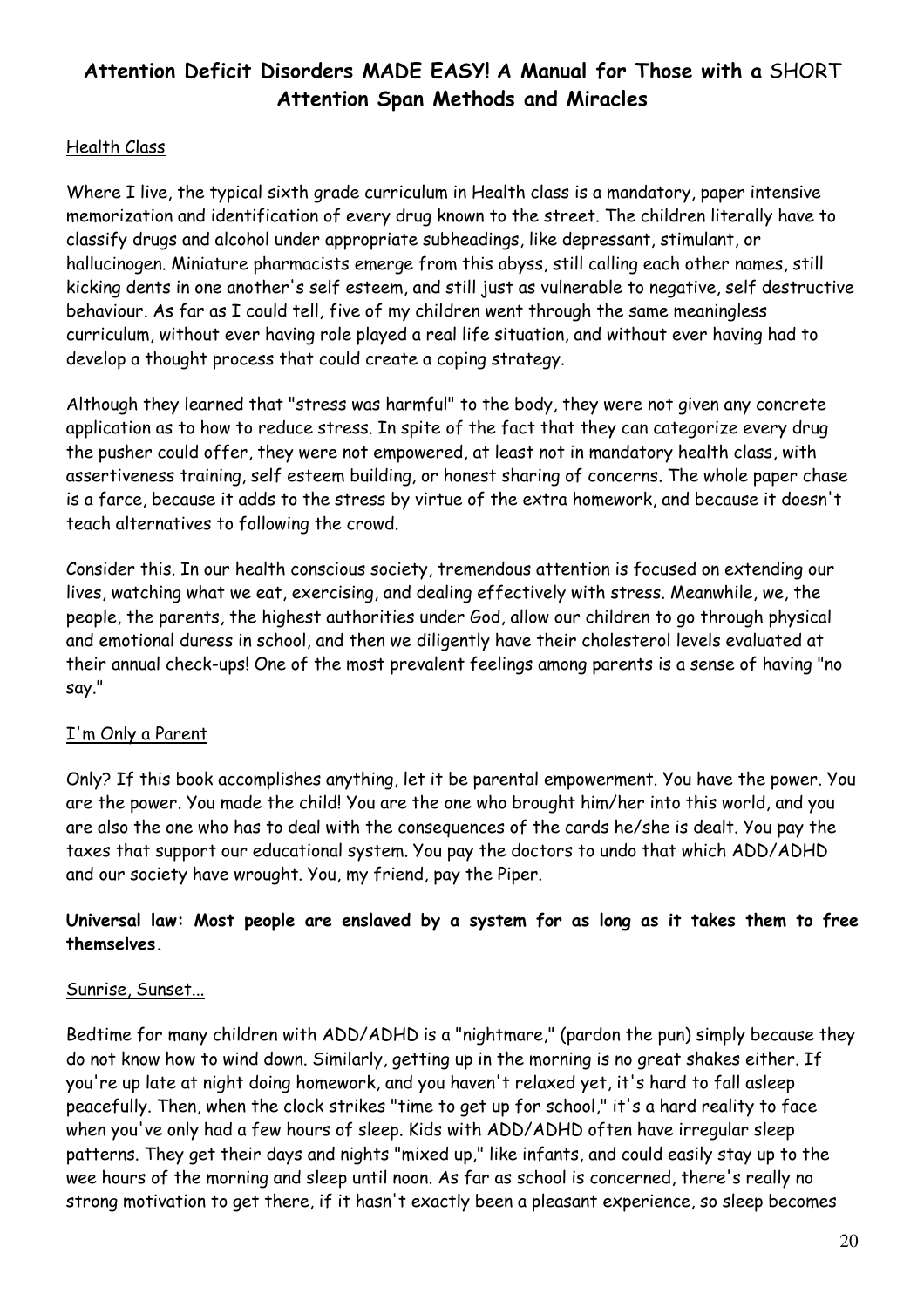## Attention Deficit Disorders MADE EASY! A Manual for Those with a SHORT Attention Span Methods and Miracles

Health Class

Where I live, the typical sixth grade curriculum in Health class is a mandatory, paper intensive memorization and identification of every drug known to the street. The children literally have to classify drugs and alcohol under appropriate subheadings, like depressant, stimulant, or hallucinogen. Miniature pharmacists emerge from this abyss, still calling each other names, still kicking dents in one another's self esteem, and still just as vulnerable to negative, self destructive behaviour. As far as I could tell, five of my children went through the same meaningless curriculum, without ever having role played a real life situation, and without ever having had to develop a thought process that could create a coping strategy.

Although they learned that "stress was harmful" to the body, they were not given any concrete application as to how to reduce stress. In spite of the fact that they can categorize every drug the pusher could offer, they were not empowered, at least not in mandatory health class, with assertiveness training, self esteem building, or honest sharing of concerns. The whole paper chase is a farce, because it adds to the stress by virtue of the extra homework, and because it doesn't teach alternatives to following the crowd.

Consider this. In our health conscious society, tremendous attention is focused on extending our lives, watching what we eat, exercising, and dealing effectively with stress. Meanwhile, we, the people, the parents, the highest authorities under God, allow our children to go through physical and emotional duress in school, and then we diligently have their cholesterol levels evaluated at their annual check-ups! One of the most prevalent feelings among parents is a sense of having "no say."

I'm Only a Parent

Only? If this book accomplishes anything, let it be parental empowerment. You have the power. You are the power. You made the child! You are the one who brought him/her into this world, and you are also the one who has to deal with the consequences of the cards he/she is dealt. You pay the taxes that support our educational system. You pay the doctors to undo that which ADD/ADHD and our society have wrought. You, my friend, pay the Piper.

**Universal law: Most people are enslaved by a system for as long as it takes them to free themselves.**

Sunrise, Sunset...

Bedtime for many children with ADD/ADHD is a "nightmare," (pardon the pun) simply because they do not know how to wind down. Similarly, getting up in the morning is no great shakes either. If you're up late at night doing homework, and you haven't relaxed yet, it's hard to fall asleep peacefully. Then, when the clock strikes "time to get up for school," it's a hard reality to face when you've only had a few hours of sleep. Kids with ADD/ADHD often have irregular sleep patterns. They get their days and nights "mixed up," like infants, and could easily stay up to the wee hours of the morning and sleep until noon. As far as school is concerned, there's really no strong motivation to get there, if it hasn't exactly been a pleasant experience, so sleep becomes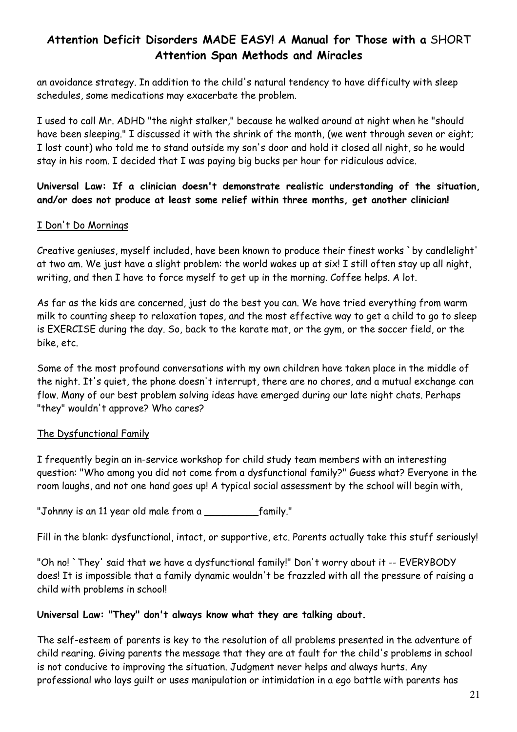an avoidance strategy. In addition to the child's natural tendency to have difficulty with sleep schedules, some medications may exacerbate the problem.

I used to call Mr. ADHD "the night stalker," because he walked around at night when he "should have been sleeping." I discussed it with the shrink of the month, (we went through seven or eight; I lost count) who told me to stand outside my son's door and hold it closed all night, so he would stay in his room. I decided that I was paying big bucks per hour for ridiculous advice.

**Universal Law: If a clinician doesn't demonstrate realistic understanding of the situation, and/or does not produce at least some relief within three months, get another clinician!**

<u>I Don't Do Mornings</u>

Creative geniuses, myself included, have been known to produce their finest works `by candlelight' at two am. We just have a slight problem: the world wakes up at six! I still often stay up all night, writing, and then I have to force myself to get up in the morning. Coffee helps. A lot.

As far as the kids are concerned, just do the best you can. We have tried everything from warm milk to counting sheep to relaxation tapes, and the most effective way to get a child to go to sleep is EXERCISE during the day. So, back to the karate mat, or the gym, or the soccer field, or the bike, etc.

Some of the most profound conversations with my own children have taken place in the middle of the night. It's quiet, the phone doesn't interrupt, there are no chores, and a mutual exchange can flow. Many of our best problem solving ideas have emerged during our late night chats. Perhaps "they" wouldn't approve? Who cares?

<u>The Dysfunctional Family</u>

I frequently begin an in-service workshop for child study team members with an interesting question: "Who among you did not come from a dysfunctional family?" Guess what? Everyone in the room laughs, and not one hand goes up! A typical social assessment by the school will begin with,

"Johnny is an 11 year old male from a _________family."

Fill in the blank: dysfunctional, intact, or supportive, etc. Parents actually take this stuff seriously!

"Oh no! `They' said that we have a dysfunctional family!" Don't worry about it -- EVERYBODY does! It is impossible that a family dynamic wouldn't be frazzled with all the pressure of raising a child with problems in school!

**Universal Law: "They" don't always know what they are talking about.**

The self-esteem of parents is key to the resolution of all problems presented in the adventure of child rearing. Giving parents the message that they are at fault for the child's problems in school is not conducive to improving the situation. Judgment never helps and always hurts. Any professional who lays guilt or uses manipulation or intimidation in a ego battle with parents has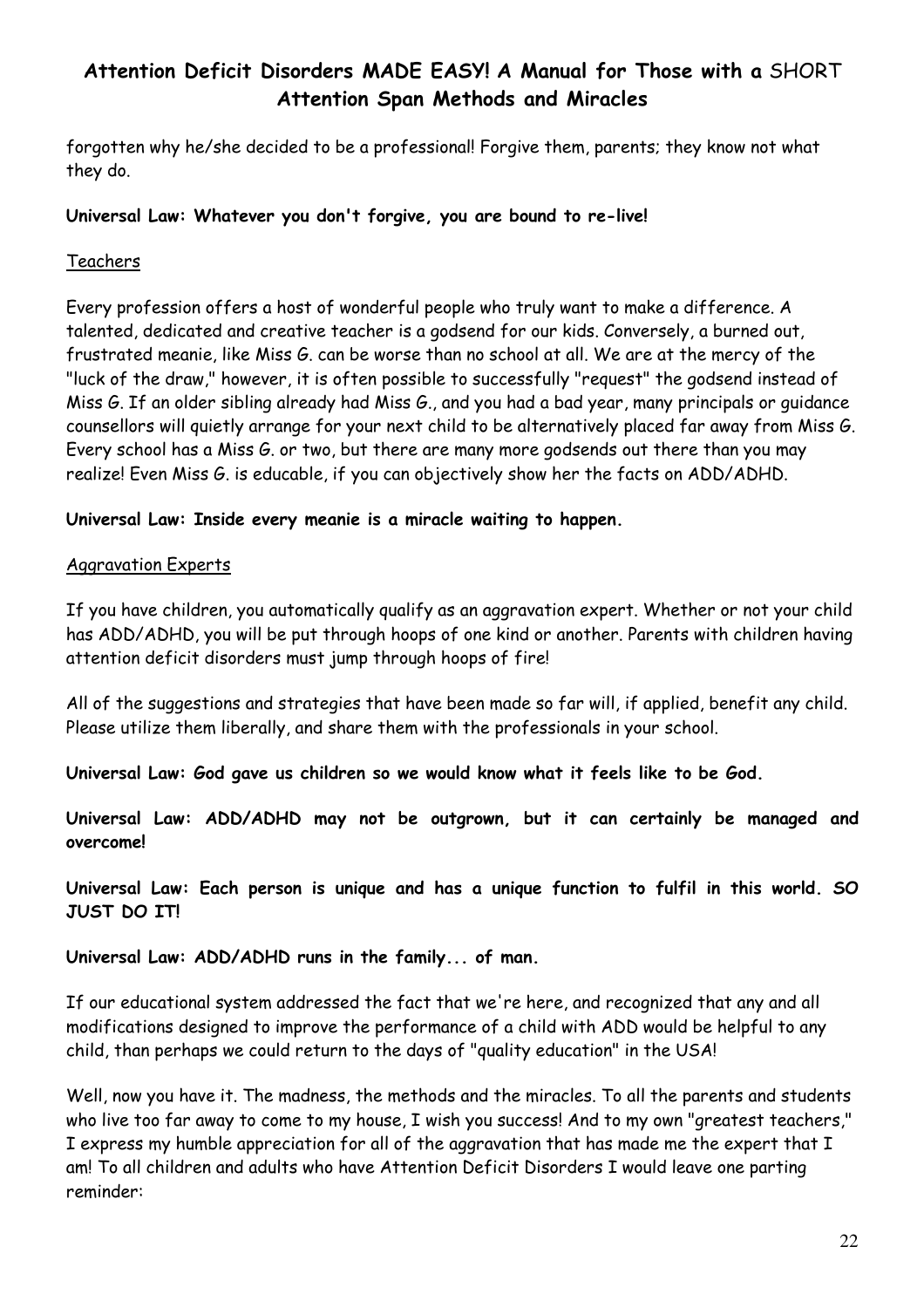forgotten why he/she decided to be a professional! Forgive them, parents; they know not what they do.

**Universal Law: Whatever you don't forgive, you are bound to re-live!**

Teachers

Every profession offers a host of wonderful people who truly want to make a difference. A talented, dedicated and creative teacher is a godsend for our kids. Conversely, a burned out, frustrated meanie, like Miss G. can be worse than no school at all. We are at the mercy of the "luck of the draw," however, it is often possible to successfully "request" the godsend instead of Miss G. If an older sibling already had Miss G., and you had a bad year, many principals or guidance counsellors will quietly arrange for your next child to be alternatively placed far away from Miss G. Every school has a Miss G. or two, but there are many more godsends out there than you may realize! Even Miss G. is educable, if you can objectively show her the facts on ADD/ADHD.

**Universal Law: Inside every meanie is a miracle waiting to happen.**

Aggravation Experts

If you have children, you automatically qualify as an aggravation expert. Whether or not your child has ADD/ADHD, you will be put through hoops of one kind or another. Parents with children having attention deficit disorders must jump through hoops of fire!

All of the suggestions and strategies that have been made so far will, if applied, benefit any child. Please utilize them liberally, and share them with the professionals in your school.

**Universal Law: God gave us children so we would know what it feels like to be God.**

**Universal Law: ADD/ADHD may not be outgrown, but it can certainly be managed and overcome!**

**Universal Law: Each person is unique and has a unique function to fulfil in this world. SO JUST DO IT!**

**Universal Law: ADD/ADHD runs in the family... of man.**

If our educational system addressed the fact that we're here, and recognized that any and all modifications designed to improve the performance of a child with ADD would be helpful to any child, than perhaps we could return to the days of "quality education" in the USA!

Well, now you have it. The madness, the methods and the miracles. To all the parents and students who live too far away to come to my house, I wish you success! And to my own "greatest teachers," I express my humble appreciation for all of the aggravation that has made me the expert that I am! To all children and adults who have Attention Deficit Disorders I would leave one parting reminder: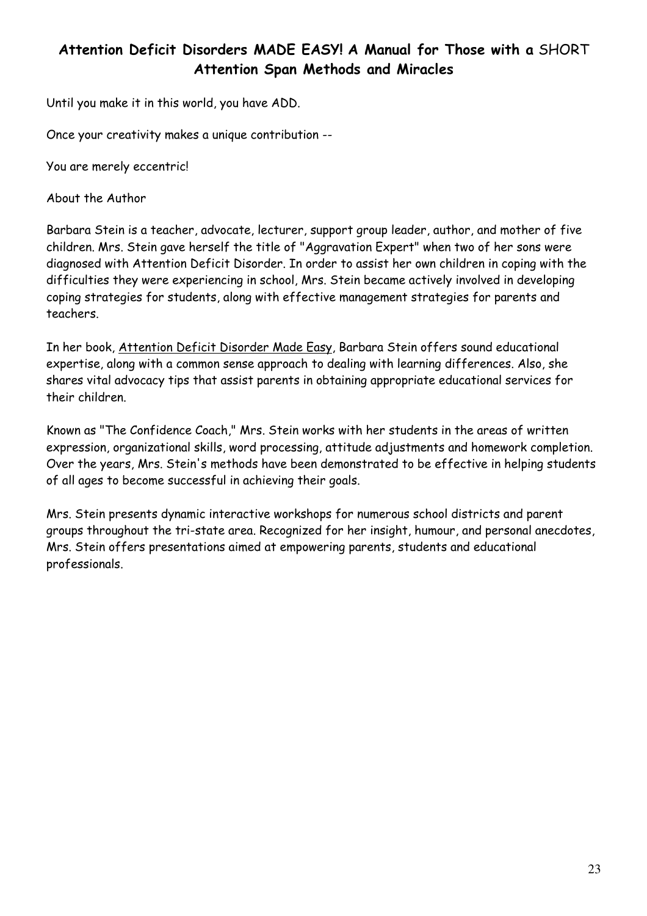## **Attention Deficit Disorders MADE EASY! A Manual for Those with a** SHORT **Attention Span Methods and Miracles**

Until you make it in this world, you have ADD.

Once your creativity makes a unique contribution --

You are merely eccentric!

About the Author

Barbara Stein is a teacher, advocate, lecturer, support group leader, author, and mother of five children. Mrs. Stein gave herself the title of "Aggravation Expert" when two of her sons were diagnosed with Attention Deficit Disorder. In order to assist her own children in coping with the difficulties they were experiencing in school, Mrs. Stein became actively involved in developing coping strategies for students, along with effective management strategies for parents and teachers.

In her book, Attention Deficit Disorder Made Easy, Barbara Stein offers sound educational expertise, along with a common sense approach to dealing with learning differences. Also, she shares vital advocacy tips that assist parents in obtaining appropriate educational services for their children.

Known as "The Confidence Coach," Mrs. Stein works with her students in the areas of written expression, organizational skills, word processing, attitude adjustments and homework completion. Over the years, Mrs. Stein's methods have been demonstrated to be effective in helping students of all ages to become successful in achieving their goals.

Mrs. Stein presents dynamic interactive workshops for numerous school districts and parent groups throughout the tri-state area. Recognized for her insight, humour, and personal anecdotes, Mrs. Stein offers presentations aimed at empowering parents, students and educational professionals.